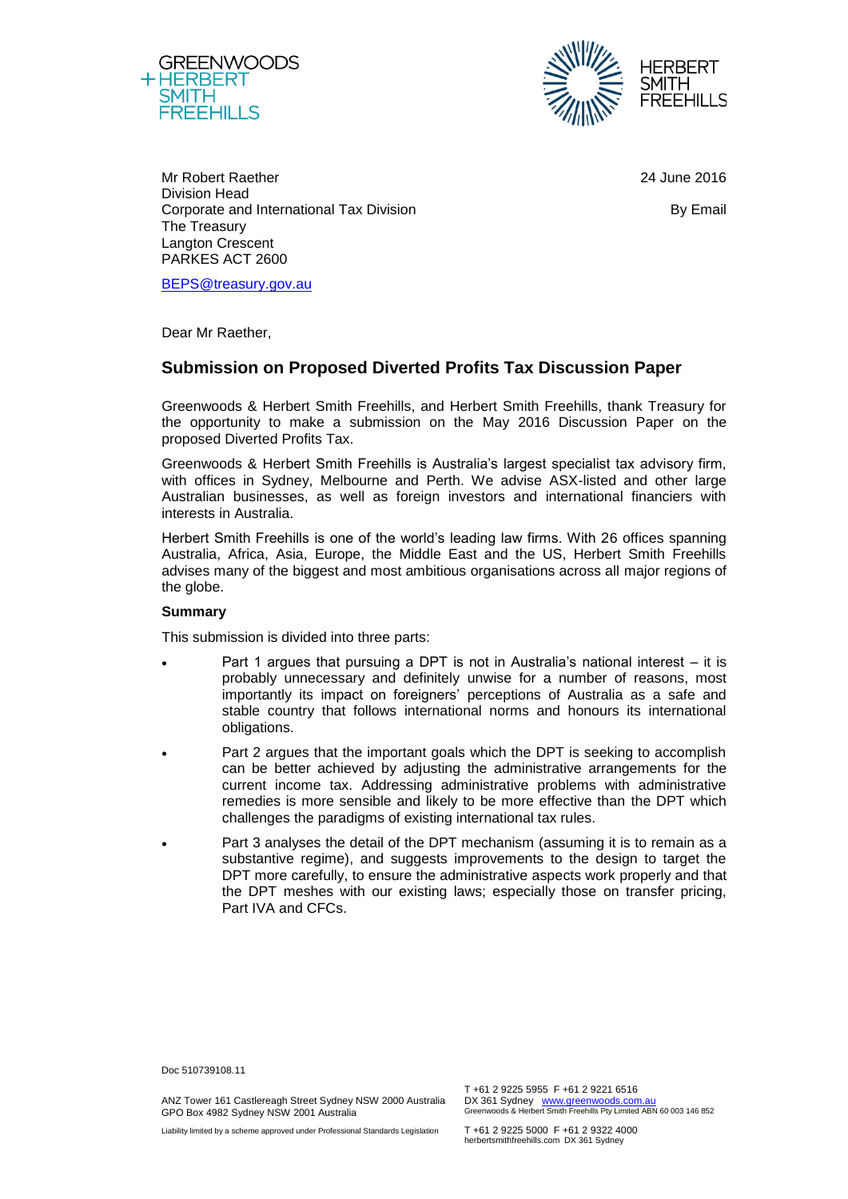GREENWOODS
+ HERBERT
SMITH
FREEHILLS

HERBERT
SMITH
FREEHILLS

Mr Robert Raether
Division Head
Corporate and International Tax Division
The Treasury
Langton Crescent
PARKES ACT 2600

24 June 2016

By Email

BEPS@treasury.gov.au

Dear Mr Raether,

## Submission on Proposed Diverted Profits Tax Discussion Paper

Greenwoods & Herbert Smith Freehills, and Herbert Smith Freehills, thank Treasury for the opportunity to make a submission on the May 2016 Discussion Paper on the proposed Diverted Profits Tax.

Greenwoods & Herbert Smith Freehills is Australia's largest specialist tax advisory firm, with offices in Sydney, Melbourne and Perth. We advise ASX-listed and other large Australian businesses, as well as foreign investors and international financiers with interests in Australia.

Herbert Smith Freehills is one of the world's leading law firms. With 26 offices spanning Australia, Africa, Asia, Europe, the Middle East and the US, Herbert Smith Freehills advises many of the biggest and most ambitious organisations across all major regions of the globe.

**Summary**

This submission is divided into three parts:

- Part 1 argues that pursuing a DPT is not in Australia's national interest – it is probably unnecessary and definitely unwise for a number of reasons, most importantly its impact on foreigners' perceptions of Australia as a safe and stable country that follows international norms and honours its international obligations.
- Part 2 argues that the important goals which the DPT is seeking to accomplish can be better achieved by adjusting the administrative arrangements for the current income tax. Addressing administrative problems with administrative remedies is more sensible and likely to be more effective than the DPT which challenges the paradigms of existing international tax rules.
- Part 3 analyses the detail of the DPT mechanism (assuming it is to remain as a substantive regime), and suggests improvements to the design to target the DPT more carefully, to ensure the administrative aspects work properly and that the DPT meshes with our existing laws; especially those on transfer pricing, Part IVA and CFCs.

Doc 510739108.11

ANZ Tower 161 Castlereagh Street Sydney NSW 2000 Australia
GPO Box 4982 Sydney NSW 2001 Australia

Liability limited by a scheme approved under Professional Standards Legislation

T +61 2 9225 5955 F +61 2 9221 6516
DX 361 Sydney www.greenwoods.com.au
Greenwoods & Herbert Smith Freehills Pty Limited ABN 60 003 146 852

T +61 2 9225 5000 F +61 2 9322 4000
herbertsmithfreehills.com DX 361 Sydney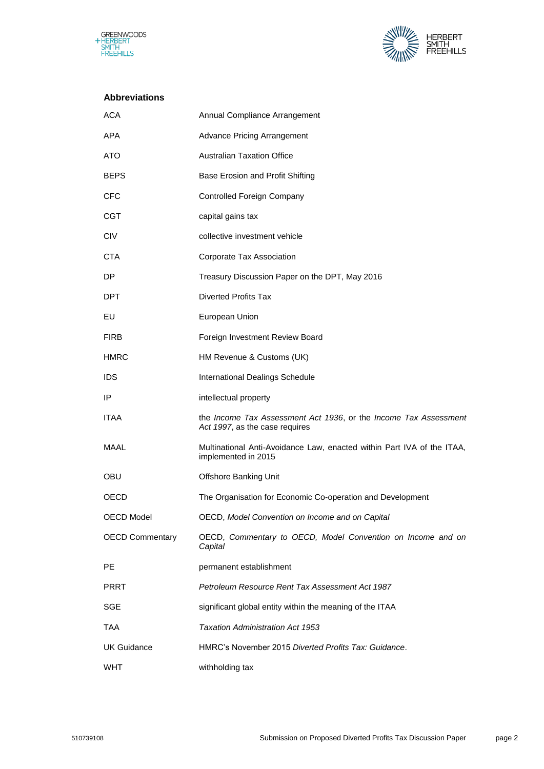## Abbreviations

| | |
|---|---|
| ACA | Annual Compliance Arrangement |
| APA | Advance Pricing Arrangement |
| ATO | Australian Taxation Office |
| BEPS | Base Erosion and Profit Shifting |
| CFC | Controlled Foreign Company |
| CGT | capital gains tax |
| CIV | collective investment vehicle |
| CTA | Corporate Tax Association |
| DP | Treasury Discussion Paper on the DPT, May 2016 |
| DPT | Diverted Profits Tax |
| EU | European Union |
| FIRB | Foreign Investment Review Board |
| HMRC | HM Revenue & Customs (UK) |
| IDS | International Dealings Schedule |
| IP | intellectual property |
| ITAA | the *Income Tax Assessment Act 1936*, or the *Income Tax Assessment Act 1997*, as the case requires |
| MAAL | Multinational Anti-Avoidance Law, enacted within Part IVA of the ITAA, implemented in 2015 |
| OBU | Offshore Banking Unit |
| OECD | The Organisation for Economic Co-operation and Development |
| OECD Model | OECD, *Model Convention on Income and on Capital* |
| OECD Commentary | OECD, *Commentary to OECD, Model Convention on Income and on Capital* |
| PE | permanent establishment |
| PRRT | *Petroleum Resource Rent Tax Assessment Act 1987* |
| SGE | significant global entity within the meaning of the ITAA |
| TAA | *Taxation Administration Act 1953* |
| UK Guidance | HMRC's November 2015 *Diverted Profits Tax: Guidance*. |
| WHT | withholding tax |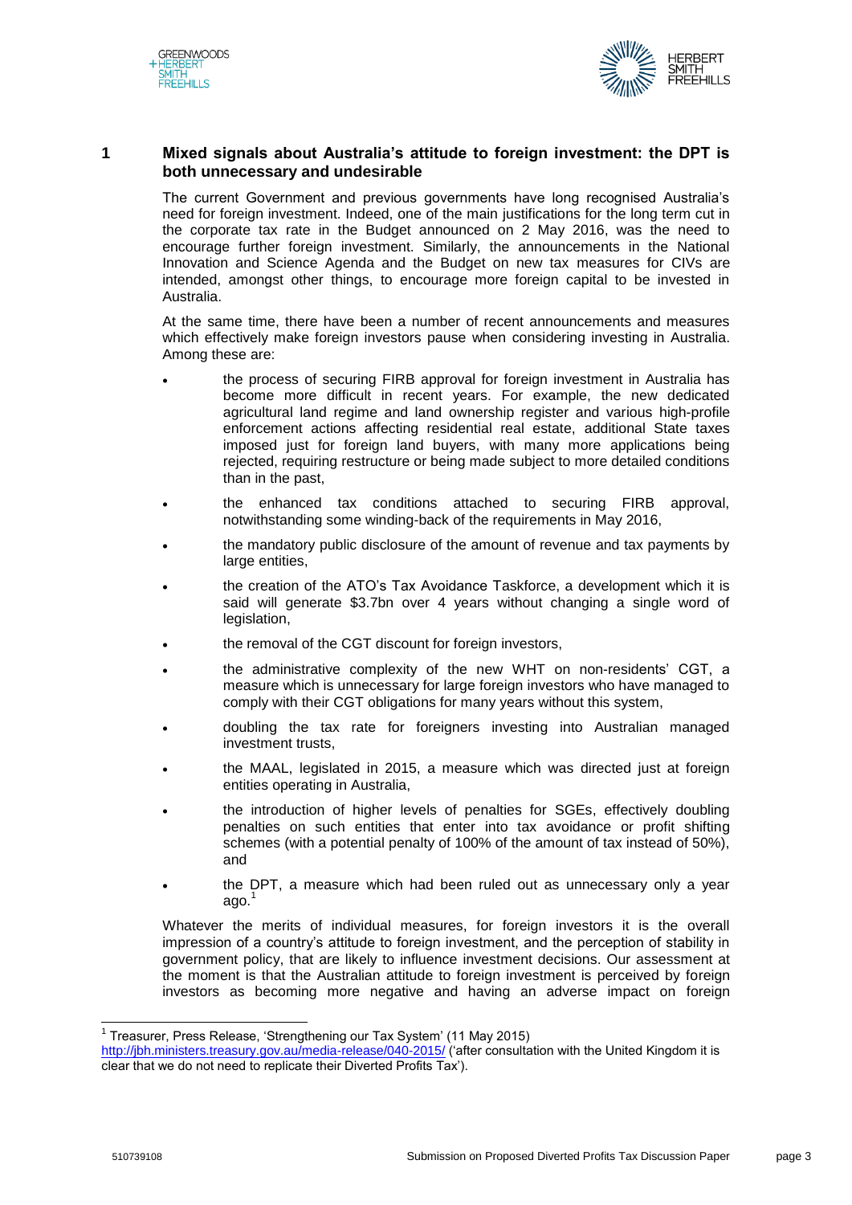## 1 Mixed signals about Australia's attitude to foreign investment: the DPT is both unnecessary and undesirable

The current Government and previous governments have long recognised Australia's need for foreign investment. Indeed, one of the main justifications for the long term cut in the corporate tax rate in the Budget announced on 2 May 2016, was the need to encourage further foreign investment. Similarly, the announcements in the National Innovation and Science Agenda and the Budget on new tax measures for CIVs are intended, amongst other things, to encourage more foreign capital to be invested in Australia.

At the same time, there have been a number of recent announcements and measures which effectively make foreign investors pause when considering investing in Australia. Among these are:

- the process of securing FIRB approval for foreign investment in Australia has become more difficult in recent years. For example, the new dedicated agricultural land regime and land ownership register and various high-profile enforcement actions affecting residential real estate, additional State taxes imposed just for foreign land buyers, with many more applications being rejected, requiring restructure or being made subject to more detailed conditions than in the past,
- the enhanced tax conditions attached to securing FIRB approval, notwithstanding some winding-back of the requirements in May 2016,
- the mandatory public disclosure of the amount of revenue and tax payments by large entities,
- the creation of the ATO's Tax Avoidance Taskforce, a development which it is said will generate $3.7bn over 4 years without changing a single word of legislation,
- the removal of the CGT discount for foreign investors,
- the administrative complexity of the new WHT on non-residents' CGT, a measure which is unnecessary for large foreign investors who have managed to comply with their CGT obligations for many years without this system,
- doubling the tax rate for foreigners investing into Australian managed investment trusts,
- the MAAL, legislated in 2015, a measure which was directed just at foreign entities operating in Australia,
- the introduction of higher levels of penalties for SGEs, effectively doubling penalties on such entities that enter into tax avoidance or profit shifting schemes (with a potential penalty of 100% of the amount of tax instead of 50%), and
- the DPT, a measure which had been ruled out as unnecessary only a year ago.[1]

Whatever the merits of individual measures, for foreign investors it is the overall impression of a country's attitude to foreign investment, and the perception of stability in government policy, that are likely to influence investment decisions. Our assessment at the moment is that the Australian attitude to foreign investment is perceived by foreign investors as becoming more negative and having an adverse impact on foreign

---

[1] Treasurer, Press Release, 'Strengthening our Tax System' (11 May 2015) http://jbh.ministers.treasury.gov.au/media-release/040-2015/ ('after consultation with the United Kingdom it is clear that we do not need to replicate their Diverted Profits Tax').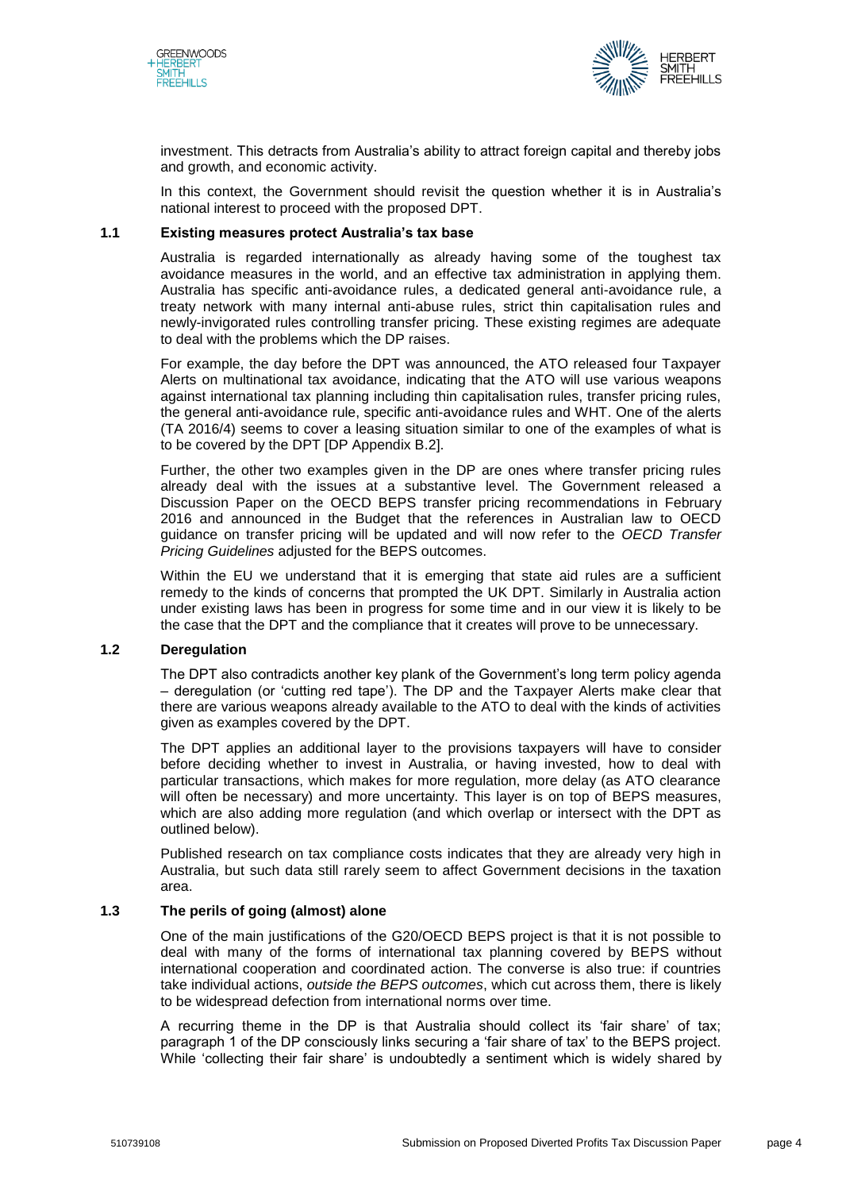investment. This detracts from Australia's ability to attract foreign capital and thereby jobs and growth, and economic activity.

In this context, the Government should revisit the question whether it is in Australia's national interest to proceed with the proposed DPT.

## 1.1 Existing measures protect Australia's tax base

Australia is regarded internationally as already having some of the toughest tax avoidance measures in the world, and an effective tax administration in applying them. Australia has specific anti-avoidance rules, a dedicated general anti-avoidance rule, a treaty network with many internal anti-abuse rules, strict thin capitalisation rules and newly-invigorated rules controlling transfer pricing. These existing regimes are adequate to deal with the problems which the DP raises.

For example, the day before the DPT was announced, the ATO released four Taxpayer Alerts on multinational tax avoidance, indicating that the ATO will use various weapons against international tax planning including thin capitalisation rules, transfer pricing rules, the general anti-avoidance rule, specific anti-avoidance rules and WHT. One of the alerts (TA 2016/4) seems to cover a leasing situation similar to one of the examples of what is to be covered by the DPT [DP Appendix B.2].

Further, the other two examples given in the DP are ones where transfer pricing rules already deal with the issues at a substantive level. The Government released a Discussion Paper on the OECD BEPS transfer pricing recommendations in February 2016 and announced in the Budget that the references in Australian law to OECD guidance on transfer pricing will be updated and will now refer to the *OECD Transfer Pricing Guidelines* adjusted for the BEPS outcomes.

Within the EU we understand that it is emerging that state aid rules are a sufficient remedy to the kinds of concerns that prompted the UK DPT. Similarly in Australia action under existing laws has been in progress for some time and in our view it is likely to be the case that the DPT and the compliance that it creates will prove to be unnecessary.

## 1.2 Deregulation

The DPT also contradicts another key plank of the Government's long term policy agenda – deregulation (or 'cutting red tape'). The DP and the Taxpayer Alerts make clear that there are various weapons already available to the ATO to deal with the kinds of activities given as examples covered by the DPT.

The DPT applies an additional layer to the provisions taxpayers will have to consider before deciding whether to invest in Australia, or having invested, how to deal with particular transactions, which makes for more regulation, more delay (as ATO clearance will often be necessary) and more uncertainty. This layer is on top of BEPS measures, which are also adding more regulation (and which overlap or intersect with the DPT as outlined below).

Published research on tax compliance costs indicates that they are already very high in Australia, but such data still rarely seem to affect Government decisions in the taxation area.

## 1.3 The perils of going (almost) alone

One of the main justifications of the G20/OECD BEPS project is that it is not possible to deal with many of the forms of international tax planning covered by BEPS without international cooperation and coordinated action. The converse is also true: if countries take individual actions, *outside the BEPS outcomes*, which cut across them, there is likely to be widespread defection from international norms over time.

A recurring theme in the DP is that Australia should collect its 'fair share' of tax; paragraph 1 of the DP consciously links securing a 'fair share of tax' to the BEPS project. While 'collecting their fair share' is undoubtedly a sentiment which is widely shared by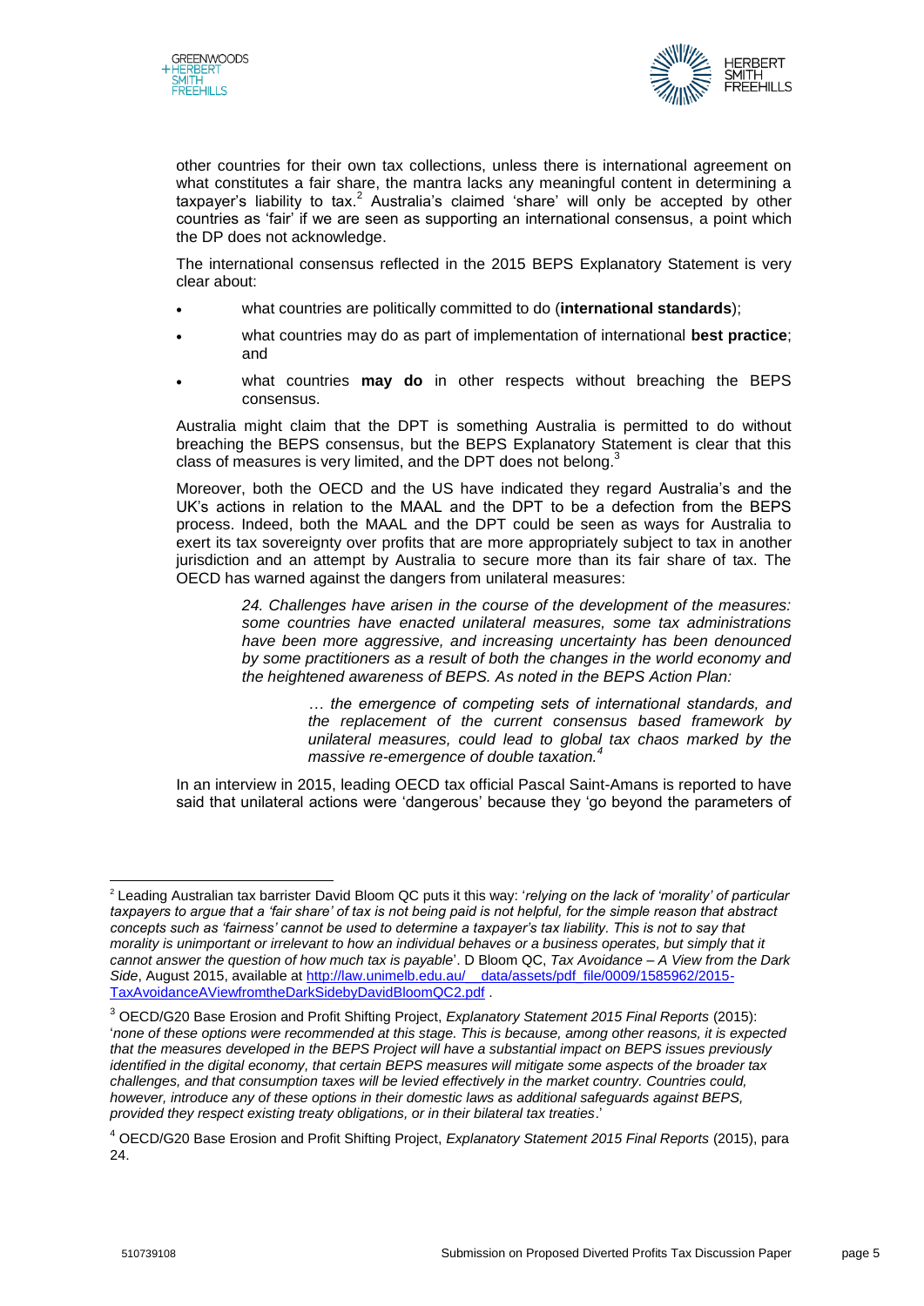other countries for their own tax collections, unless there is international agreement on what constitutes a fair share, the mantra lacks any meaningful content in determining a taxpayer's liability to tax.[2] Australia's claimed 'share' will only be accepted by other countries as 'fair' if we are seen as supporting an international consensus, a point which the DP does not acknowledge.

The international consensus reflected in the 2015 BEPS Explanatory Statement is very clear about:

- what countries are politically committed to do (**international standards**);
- what countries may do as part of implementation of international **best practice**; and
- what countries **may do** in other respects without breaching the BEPS consensus.

Australia might claim that the DPT is something Australia is permitted to do without breaching the BEPS consensus, but the BEPS Explanatory Statement is clear that this class of measures is very limited, and the DPT does not belong.[3]

Moreover, both the OECD and the US have indicated they regard Australia's and the UK's actions in relation to the MAAL and the DPT to be a defection from the BEPS process. Indeed, both the MAAL and the DPT could be seen as ways for Australia to exert its tax sovereignty over profits that are more appropriately subject to tax in another jurisdiction and an attempt by Australia to secure more than its fair share of tax. The OECD has warned against the dangers from unilateral measures:

> *24. Challenges have arisen in the course of the development of the measures: some countries have enacted unilateral measures, some tax administrations have been more aggressive, and increasing uncertainty has been denounced by some practitioners as a result of both the changes in the world economy and the heightened awareness of BEPS. As noted in the BEPS Action Plan:*
>
> > *… the emergence of competing sets of international standards, and the replacement of the current consensus based framework by unilateral measures, could lead to global tax chaos marked by the massive re-emergence of double taxation.*[4]

In an interview in 2015, leading OECD tax official Pascal Saint-Amans is reported to have said that unilateral actions were 'dangerous' because they 'go beyond the parameters of

---

[2] Leading Australian tax barrister David Bloom QC puts it this way: '*relying on the lack of 'morality' of particular taxpayers to argue that a 'fair share' of tax is not being paid is not helpful, for the simple reason that abstract concepts such as 'fairness' cannot be used to determine a taxpayer's tax liability. This is not to say that morality is unimportant or irrelevant to how an individual behaves or a business operates, but simply that it cannot answer the question of how much tax is payable*'. D Bloom QC, *Tax Avoidance – A View from the Dark Side*, August 2015, available at http://law.unimelb.edu.au/__data/assets/pdf_file/0009/1585962/2015-TaxAvoidanceAViewfromtheDarkSidebyDavidBloomQC2.pdf .

[3] OECD/G20 Base Erosion and Profit Shifting Project, *Explanatory Statement 2015 Final Reports* (2015): '*none of these options were recommended at this stage. This is because, among other reasons, it is expected that the measures developed in the BEPS Project will have a substantial impact on BEPS issues previously identified in the digital economy, that certain BEPS measures will mitigate some aspects of the broader tax challenges, and that consumption taxes will be levied effectively in the market country. Countries could, however, introduce any of these options in their domestic laws as additional safeguards against BEPS, provided they respect existing treaty obligations, or in their bilateral tax treaties*.'

[4] OECD/G20 Base Erosion and Profit Shifting Project, *Explanatory Statement 2015 Final Reports* (2015), para 24.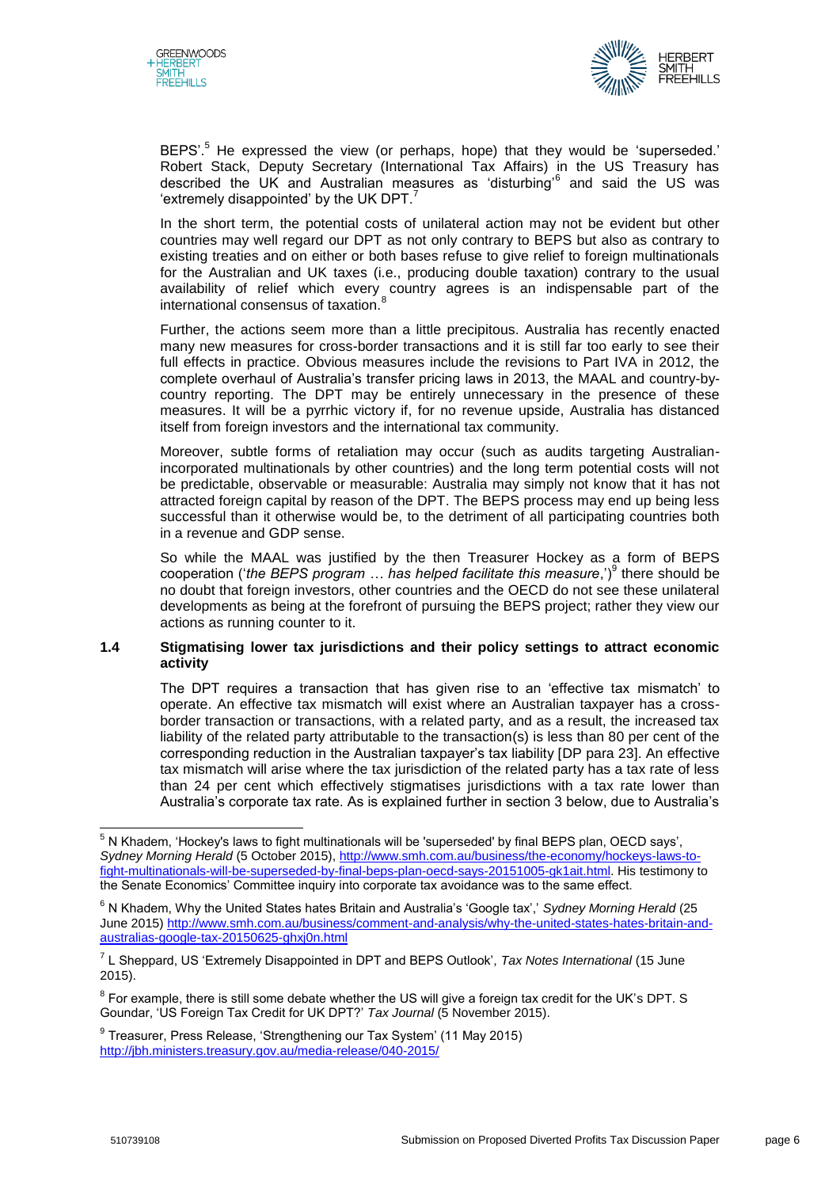BEPS'.[5] He expressed the view (or perhaps, hope) that they would be 'superseded.' Robert Stack, Deputy Secretary (International Tax Affairs) in the US Treasury has described the UK and Australian measures as 'disturbing'[6] and said the US was 'extremely disappointed' by the UK DPT.[7]

In the short term, the potential costs of unilateral action may not be evident but other countries may well regard our DPT as not only contrary to BEPS but also as contrary to existing treaties and on either or both bases refuse to give relief to foreign multinationals for the Australian and UK taxes (i.e., producing double taxation) contrary to the usual availability of relief which every country agrees is an indispensable part of the international consensus of taxation.[8]

Further, the actions seem more than a little precipitous. Australia has recently enacted many new measures for cross-border transactions and it is still far too early to see their full effects in practice. Obvious measures include the revisions to Part IVA in 2012, the complete overhaul of Australia's transfer pricing laws in 2013, the MAAL and country-by-country reporting. The DPT may be entirely unnecessary in the presence of these measures. It will be a pyrrhic victory if, for no revenue upside, Australia has distanced itself from foreign investors and the international tax community.

Moreover, subtle forms of retaliation may occur (such as audits targeting Australian-incorporated multinationals by other countries) and the long term potential costs will not be predictable, observable or measurable: Australia may simply not know that it has not attracted foreign capital by reason of the DPT. The BEPS process may end up being less successful than it otherwise would be, to the detriment of all participating countries both in a revenue and GDP sense.

So while the MAAL was justified by the then Treasurer Hockey as a form of BEPS cooperation ('*the BEPS program … has helped facilitate this measure*,')[9] there should be no doubt that foreign investors, other countries and the OECD do not see these unilateral developments as being at the forefront of pursuing the BEPS project; rather they view our actions as running counter to it.

### 1.4 Stigmatising lower tax jurisdictions and their policy settings to attract economic activity

The DPT requires a transaction that has given rise to an 'effective tax mismatch' to operate. An effective tax mismatch will exist where an Australian taxpayer has a cross-border transaction or transactions, with a related party, and as a result, the increased tax liability of the related party attributable to the transaction(s) is less than 80 per cent of the corresponding reduction in the Australian taxpayer's tax liability [DP para 23]. An effective tax mismatch will arise where the tax jurisdiction of the related party has a tax rate of less than 24 per cent which effectively stigmatises jurisdictions with a tax rate lower than Australia's corporate tax rate. As is explained further in section 3 below, due to Australia's

---

[5] N Khadem, 'Hockey's laws to fight multinationals will be 'superseded' by final BEPS plan, OECD says', *Sydney Morning Herald* (5 October 2015), http://www.smh.com.au/business/the-economy/hockeys-laws-to-fight-multinationals-will-be-superseded-by-final-beps-plan-oecd-says-20151005-gk1ait.html. His testimony to the Senate Economics' Committee inquiry into corporate tax avoidance was to the same effect.

[6] N Khadem, Why the United States hates Britain and Australia's 'Google tax',' *Sydney Morning Herald* (25 June 2015) http://www.smh.com.au/business/comment-and-analysis/why-the-united-states-hates-britain-and-australias-google-tax-20150625-ghxj0n.html

[7] L Sheppard, US 'Extremely Disappointed in DPT and BEPS Outlook', *Tax Notes International* (15 June 2015).

[8] For example, there is still some debate whether the US will give a foreign tax credit for the UK's DPT. S Goundar, 'US Foreign Tax Credit for UK DPT?' *Tax Journal* (5 November 2015).

[9] Treasurer, Press Release, 'Strengthening our Tax System' (11 May 2015) http://jbh.ministers.treasury.gov.au/media-release/040-2015/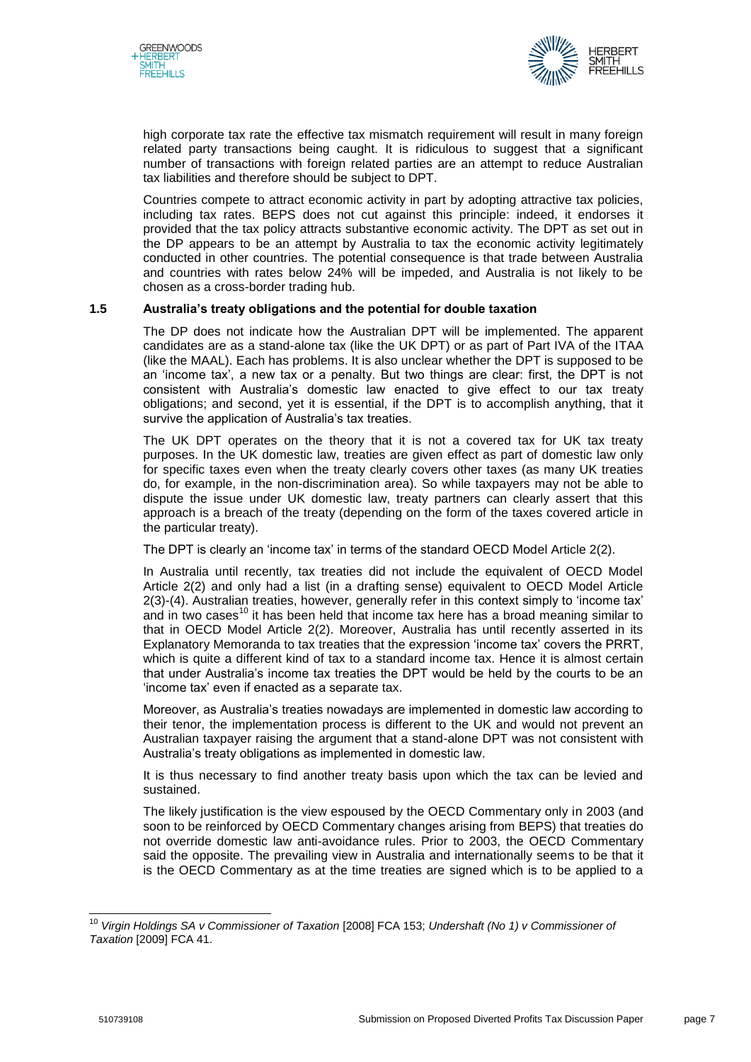high corporate tax rate the effective tax mismatch requirement will result in many foreign related party transactions being caught. It is ridiculous to suggest that a significant number of transactions with foreign related parties are an attempt to reduce Australian tax liabilities and therefore should be subject to DPT.

Countries compete to attract economic activity in part by adopting attractive tax policies, including tax rates. BEPS does not cut against this principle: indeed, it endorses it provided that the tax policy attracts substantive economic activity. The DPT as set out in the DP appears to be an attempt by Australia to tax the economic activity legitimately conducted in other countries. The potential consequence is that trade between Australia and countries with rates below 24% will be impeded, and Australia is not likely to be chosen as a cross-border trading hub.

### 1.5 Australia's treaty obligations and the potential for double taxation

The DP does not indicate how the Australian DPT will be implemented. The apparent candidates are as a stand-alone tax (like the UK DPT) or as part of Part IVA of the ITAA (like the MAAL). Each has problems. It is also unclear whether the DPT is supposed to be an 'income tax', a new tax or a penalty. But two things are clear: first, the DPT is not consistent with Australia's domestic law enacted to give effect to our tax treaty obligations; and second, yet it is essential, if the DPT is to accomplish anything, that it survive the application of Australia's tax treaties.

The UK DPT operates on the theory that it is not a covered tax for UK tax treaty purposes. In the UK domestic law, treaties are given effect as part of domestic law only for specific taxes even when the treaty clearly covers other taxes (as many UK treaties do, for example, in the non-discrimination area). So while taxpayers may not be able to dispute the issue under UK domestic law, treaty partners can clearly assert that this approach is a breach of the treaty (depending on the form of the taxes covered article in the particular treaty).

The DPT is clearly an 'income tax' in terms of the standard OECD Model Article 2(2).

In Australia until recently, tax treaties did not include the equivalent of OECD Model Article 2(2) and only had a list (in a drafting sense) equivalent to OECD Model Article 2(3)-(4). Australian treaties, however, generally refer in this context simply to 'income tax' and in two cases[10] it has been held that income tax here has a broad meaning similar to that in OECD Model Article 2(2). Moreover, Australia has until recently asserted in its Explanatory Memoranda to tax treaties that the expression 'income tax' covers the PRRT, which is quite a different kind of tax to a standard income tax. Hence it is almost certain that under Australia's income tax treaties the DPT would be held by the courts to be an 'income tax' even if enacted as a separate tax.

Moreover, as Australia's treaties nowadays are implemented in domestic law according to their tenor, the implementation process is different to the UK and would not prevent an Australian taxpayer raising the argument that a stand-alone DPT was not consistent with Australia's treaty obligations as implemented in domestic law.

It is thus necessary to find another treaty basis upon which the tax can be levied and sustained.

The likely justification is the view espoused by the OECD Commentary only in 2003 (and soon to be reinforced by OECD Commentary changes arising from BEPS) that treaties do not override domestic law anti-avoidance rules. Prior to 2003, the OECD Commentary said the opposite. The prevailing view in Australia and internationally seems to be that it is the OECD Commentary as at the time treaties are signed which is to be applied to a

---

[10] *Virgin Holdings SA v Commissioner of Taxation* [2008] FCA 153; *Undershaft (No 1) v Commissioner of Taxation* [2009] FCA 41.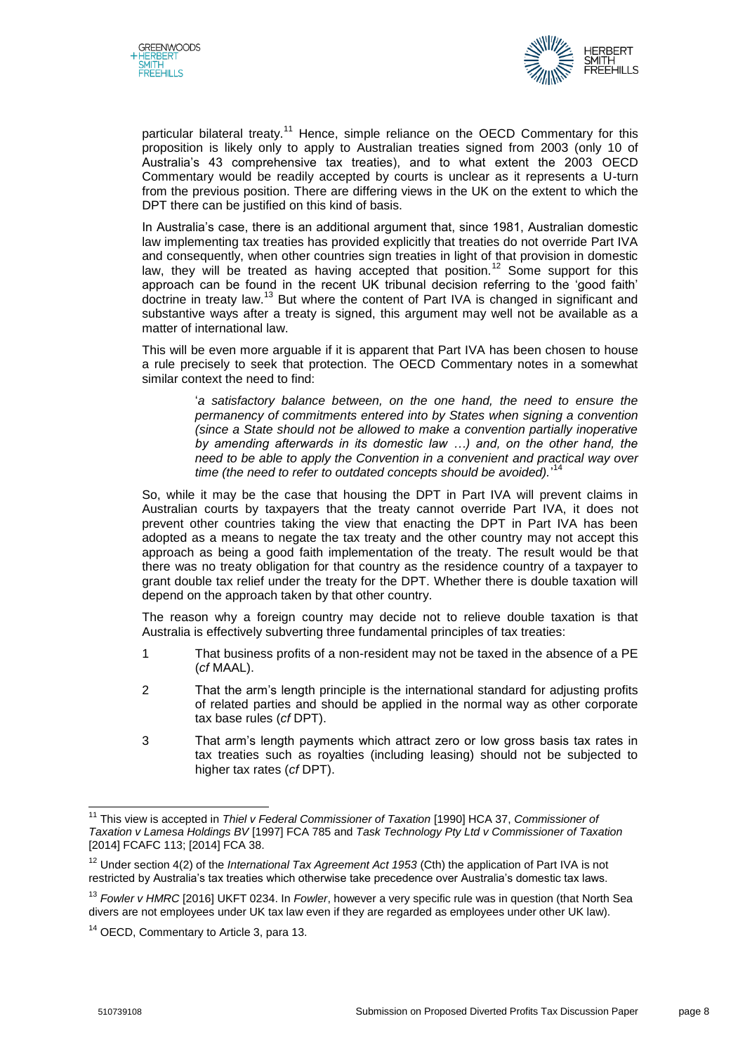particular bilateral treaty.[11] Hence, simple reliance on the OECD Commentary for this proposition is likely only to apply to Australian treaties signed from 2003 (only 10 of Australia's 43 comprehensive tax treaties), and to what extent the 2003 OECD Commentary would be readily accepted by courts is unclear as it represents a U-turn from the previous position. There are differing views in the UK on the extent to which the DPT there can be justified on this kind of basis.

In Australia's case, there is an additional argument that, since 1981, Australian domestic law implementing tax treaties has provided explicitly that treaties do not override Part IVA and consequently, when other countries sign treaties in light of that provision in domestic law, they will be treated as having accepted that position.[12] Some support for this approach can be found in the recent UK tribunal decision referring to the 'good faith' doctrine in treaty law.[13] But where the content of Part IVA is changed in significant and substantive ways after a treaty is signed, this argument may well not be available as a matter of international law.

This will be even more arguable if it is apparent that Part IVA has been chosen to house a rule precisely to seek that protection. The OECD Commentary notes in a somewhat similar context the need to find:

> '*a satisfactory balance between, on the one hand, the need to ensure the permanency of commitments entered into by States when signing a convention (since a State should not be allowed to make a convention partially inoperative by amending afterwards in its domestic law …) and, on the other hand, the need to be able to apply the Convention in a convenient and practical way over time (the need to refer to outdated concepts should be avoided).*'[14]

So, while it may be the case that housing the DPT in Part IVA will prevent claims in Australian courts by taxpayers that the treaty cannot override Part IVA, it does not prevent other countries taking the view that enacting the DPT in Part IVA has been adopted as a means to negate the tax treaty and the other country may not accept this approach as being a good faith implementation of the treaty. The result would be that there was no treaty obligation for that country as the residence country of a taxpayer to grant double tax relief under the treaty for the DPT. Whether there is double taxation will depend on the approach taken by that other country.

The reason why a foreign country may decide not to relieve double taxation is that Australia is effectively subverting three fundamental principles of tax treaties:

1. That business profits of a non-resident may not be taxed in the absence of a PE (*cf* MAAL).
2. That the arm's length principle is the international standard for adjusting profits of related parties and should be applied in the normal way as other corporate tax base rules (*cf* DPT).
3. That arm's length payments which attract zero or low gross basis tax rates in tax treaties such as royalties (including leasing) should not be subjected to higher tax rates (*cf* DPT).

---

[11] This view is accepted in *Thiel v Federal Commissioner of Taxation* [1990] HCA 37, *Commissioner of Taxation v Lamesa Holdings BV* [1997] FCA 785 and *Task Technology Pty Ltd v Commissioner of Taxation* [2014] FCAFC 113; [2014] FCA 38.

[12] Under section 4(2) of the *International Tax Agreement Act 1953* (Cth) the application of Part IVA is not restricted by Australia's tax treaties which otherwise take precedence over Australia's domestic tax laws.

[13] *Fowler v HMRC* [2016] UKFT 0234. In *Fowler*, however a very specific rule was in question (that North Sea divers are not employees under UK tax law even if they are regarded as employees under other UK law).

[14] OECD, Commentary to Article 3, para 13.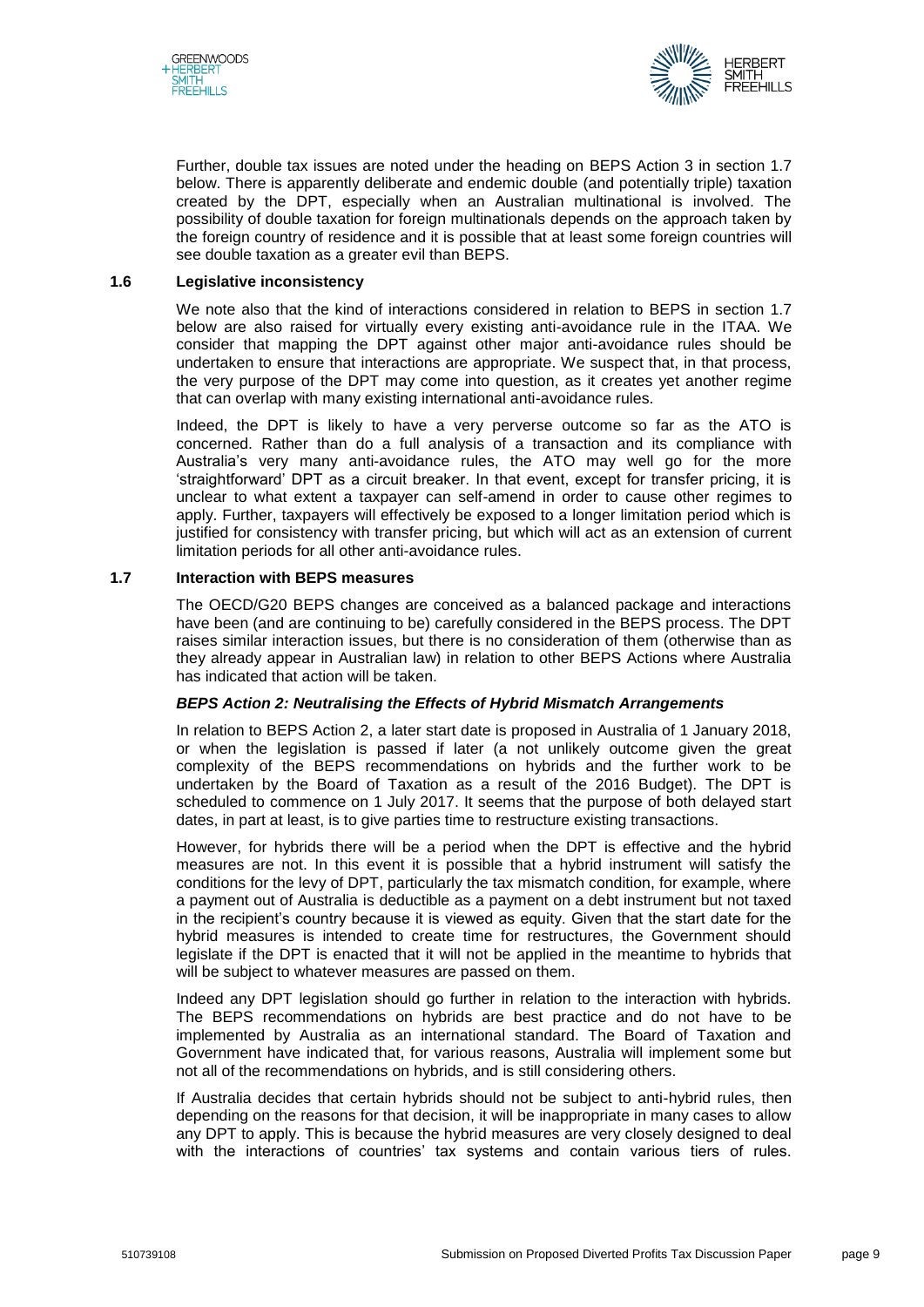Further, double tax issues are noted under the heading on BEPS Action 3 in section 1.7 below. There is apparently deliberate and endemic double (and potentially triple) taxation created by the DPT, especially when an Australian multinational is involved. The possibility of double taxation for foreign multinationals depends on the approach taken by the foreign country of residence and it is possible that at least some foreign countries will see double taxation as a greater evil than BEPS.

## 1.6 Legislative inconsistency

We note also that the kind of interactions considered in relation to BEPS in section 1.7 below are also raised for virtually every existing anti-avoidance rule in the ITAA. We consider that mapping the DPT against other major anti-avoidance rules should be undertaken to ensure that interactions are appropriate. We suspect that, in that process, the very purpose of the DPT may come into question, as it creates yet another regime that can overlap with many existing international anti-avoidance rules.

Indeed, the DPT is likely to have a very perverse outcome so far as the ATO is concerned. Rather than do a full analysis of a transaction and its compliance with Australia's very many anti-avoidance rules, the ATO may well go for the more 'straightforward' DPT as a circuit breaker. In that event, except for transfer pricing, it is unclear to what extent a taxpayer can self-amend in order to cause other regimes to apply. Further, taxpayers will effectively be exposed to a longer limitation period which is justified for consistency with transfer pricing, but which will act as an extension of current limitation periods for all other anti-avoidance rules.

## 1.7 Interaction with BEPS measures

The OECD/G20 BEPS changes are conceived as a balanced package and interactions have been (and are continuing to be) carefully considered in the BEPS process. The DPT raises similar interaction issues, but there is no consideration of them (otherwise than as they already appear in Australian law) in relation to other BEPS Actions where Australia has indicated that action will be taken.

***BEPS Action 2: Neutralising the Effects of Hybrid Mismatch Arrangements***

In relation to BEPS Action 2, a later start date is proposed in Australia of 1 January 2018, or when the legislation is passed if later (a not unlikely outcome given the great complexity of the BEPS recommendations on hybrids and the further work to be undertaken by the Board of Taxation as a result of the 2016 Budget). The DPT is scheduled to commence on 1 July 2017. It seems that the purpose of both delayed start dates, in part at least, is to give parties time to restructure existing transactions.

However, for hybrids there will be a period when the DPT is effective and the hybrid measures are not. In this event it is possible that a hybrid instrument will satisfy the conditions for the levy of DPT, particularly the tax mismatch condition, for example, where a payment out of Australia is deductible as a payment on a debt instrument but not taxed in the recipient's country because it is viewed as equity. Given that the start date for the hybrid measures is intended to create time for restructures, the Government should legislate if the DPT is enacted that it will not be applied in the meantime to hybrids that will be subject to whatever measures are passed on them.

Indeed any DPT legislation should go further in relation to the interaction with hybrids. The BEPS recommendations on hybrids are best practice and do not have to be implemented by Australia as an international standard. The Board of Taxation and Government have indicated that, for various reasons, Australia will implement some but not all of the recommendations on hybrids, and is still considering others.

If Australia decides that certain hybrids should not be subject to anti-hybrid rules, then depending on the reasons for that decision, it will be inappropriate in many cases to allow any DPT to apply. This is because the hybrid measures are very closely designed to deal with the interactions of countries' tax systems and contain various tiers of rules.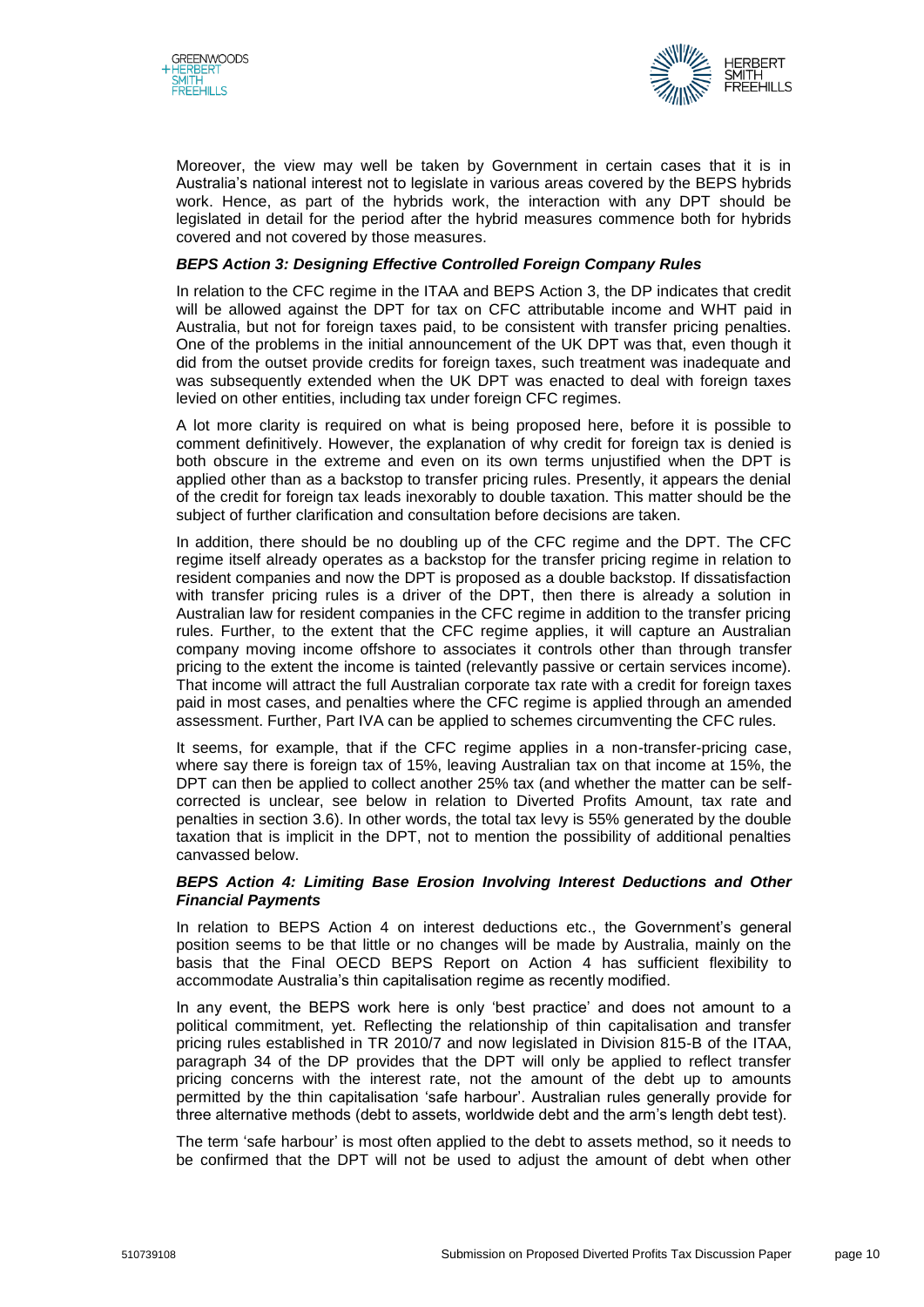Moreover, the view may well be taken by Government in certain cases that it is in Australia's national interest not to legislate in various areas covered by the BEPS hybrids work. Hence, as part of the hybrids work, the interaction with any DPT should be legislated in detail for the period after the hybrid measures commence both for hybrids covered and not covered by those measures.

***BEPS Action 3: Designing Effective Controlled Foreign Company Rules***

In relation to the CFC regime in the ITAA and BEPS Action 3, the DP indicates that credit will be allowed against the DPT for tax on CFC attributable income and WHT paid in Australia, but not for foreign taxes paid, to be consistent with transfer pricing penalties. One of the problems in the initial announcement of the UK DPT was that, even though it did from the outset provide credits for foreign taxes, such treatment was inadequate and was subsequently extended when the UK DPT was enacted to deal with foreign taxes levied on other entities, including tax under foreign CFC regimes.

A lot more clarity is required on what is being proposed here, before it is possible to comment definitively. However, the explanation of why credit for foreign tax is denied is both obscure in the extreme and even on its own terms unjustified when the DPT is applied other than as a backstop to transfer pricing rules. Presently, it appears the denial of the credit for foreign tax leads inexorably to double taxation. This matter should be the subject of further clarification and consultation before decisions are taken.

In addition, there should be no doubling up of the CFC regime and the DPT. The CFC regime itself already operates as a backstop for the transfer pricing regime in relation to resident companies and now the DPT is proposed as a double backstop. If dissatisfaction with transfer pricing rules is a driver of the DPT, then there is already a solution in Australian law for resident companies in the CFC regime in addition to the transfer pricing rules. Further, to the extent that the CFC regime applies, it will capture an Australian company moving income offshore to associates it controls other than through transfer pricing to the extent the income is tainted (relevantly passive or certain services income). That income will attract the full Australian corporate tax rate with a credit for foreign taxes paid in most cases, and penalties where the CFC regime is applied through an amended assessment. Further, Part IVA can be applied to schemes circumventing the CFC rules.

It seems, for example, that if the CFC regime applies in a non-transfer-pricing case, where say there is foreign tax of 15%, leaving Australian tax on that income at 15%, the DPT can then be applied to collect another 25% tax (and whether the matter can be self-corrected is unclear, see below in relation to Diverted Profits Amount, tax rate and penalties in section 3.6). In other words, the total tax levy is 55% generated by the double taxation that is implicit in the DPT, not to mention the possibility of additional penalties canvassed below.

***BEPS Action 4: Limiting Base Erosion Involving Interest Deductions and Other Financial Payments***

In relation to BEPS Action 4 on interest deductions etc., the Government's general position seems to be that little or no changes will be made by Australia, mainly on the basis that the Final OECD BEPS Report on Action 4 has sufficient flexibility to accommodate Australia's thin capitalisation regime as recently modified.

In any event, the BEPS work here is only 'best practice' and does not amount to a political commitment, yet. Reflecting the relationship of thin capitalisation and transfer pricing rules established in TR 2010/7 and now legislated in Division 815-B of the ITAA, paragraph 34 of the DP provides that the DPT will only be applied to reflect transfer pricing concerns with the interest rate, not the amount of the debt up to amounts permitted by the thin capitalisation 'safe harbour'. Australian rules generally provide for three alternative methods (debt to assets, worldwide debt and the arm's length debt test).

The term 'safe harbour' is most often applied to the debt to assets method, so it needs to be confirmed that the DPT will not be used to adjust the amount of debt when other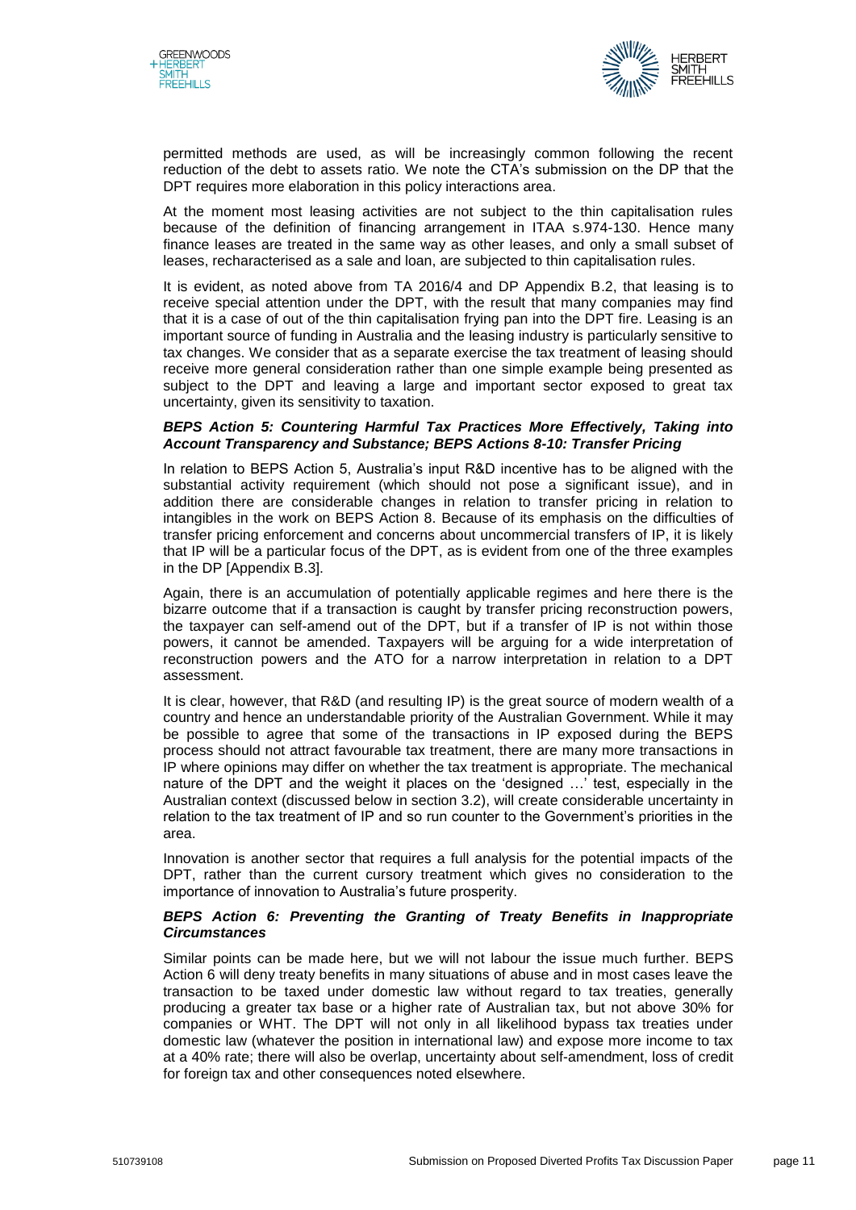permitted methods are used, as will be increasingly common following the recent reduction of the debt to assets ratio. We note the CTA's submission on the DP that the DPT requires more elaboration in this policy interactions area.

At the moment most leasing activities are not subject to the thin capitalisation rules because of the definition of financing arrangement in ITAA s.974-130. Hence many finance leases are treated in the same way as other leases, and only a small subset of leases, recharacterised as a sale and loan, are subjected to thin capitalisation rules.

It is evident, as noted above from TA 2016/4 and DP Appendix B.2, that leasing is to receive special attention under the DPT, with the result that many companies may find that it is a case of out of the thin capitalisation frying pan into the DPT fire. Leasing is an important source of funding in Australia and the leasing industry is particularly sensitive to tax changes. We consider that as a separate exercise the tax treatment of leasing should receive more general consideration rather than one simple example being presented as subject to the DPT and leaving a large and important sector exposed to great tax uncertainty, given its sensitivity to taxation.

#### *BEPS Action 5: Countering Harmful Tax Practices More Effectively, Taking into Account Transparency and Substance; BEPS Actions 8-10: Transfer Pricing*

In relation to BEPS Action 5, Australia's input R&D incentive has to be aligned with the substantial activity requirement (which should not pose a significant issue), and in addition there are considerable changes in relation to transfer pricing in relation to intangibles in the work on BEPS Action 8. Because of its emphasis on the difficulties of transfer pricing enforcement and concerns about uncommercial transfers of IP, it is likely that IP will be a particular focus of the DPT, as is evident from one of the three examples in the DP [Appendix B.3].

Again, there is an accumulation of potentially applicable regimes and here there is the bizarre outcome that if a transaction is caught by transfer pricing reconstruction powers, the taxpayer can self-amend out of the DPT, but if a transfer of IP is not within those powers, it cannot be amended. Taxpayers will be arguing for a wide interpretation of reconstruction powers and the ATO for a narrow interpretation in relation to a DPT assessment.

It is clear, however, that R&D (and resulting IP) is the great source of modern wealth of a country and hence an understandable priority of the Australian Government. While it may be possible to agree that some of the transactions in IP exposed during the BEPS process should not attract favourable tax treatment, there are many more transactions in IP where opinions may differ on whether the tax treatment is appropriate. The mechanical nature of the DPT and the weight it places on the 'designed …' test, especially in the Australian context (discussed below in section 3.2), will create considerable uncertainty in relation to the tax treatment of IP and so run counter to the Government's priorities in the area.

Innovation is another sector that requires a full analysis for the potential impacts of the DPT, rather than the current cursory treatment which gives no consideration to the importance of innovation to Australia's future prosperity.

#### *BEPS Action 6: Preventing the Granting of Treaty Benefits in Inappropriate Circumstances*

Similar points can be made here, but we will not labour the issue much further. BEPS Action 6 will deny treaty benefits in many situations of abuse and in most cases leave the transaction to be taxed under domestic law without regard to tax treaties, generally producing a greater tax base or a higher rate of Australian tax, but not above 30% for companies or WHT. The DPT will not only in all likelihood bypass tax treaties under domestic law (whatever the position in international law) and expose more income to tax at a 40% rate; there will also be overlap, uncertainty about self-amendment, loss of credit for foreign tax and other consequences noted elsewhere.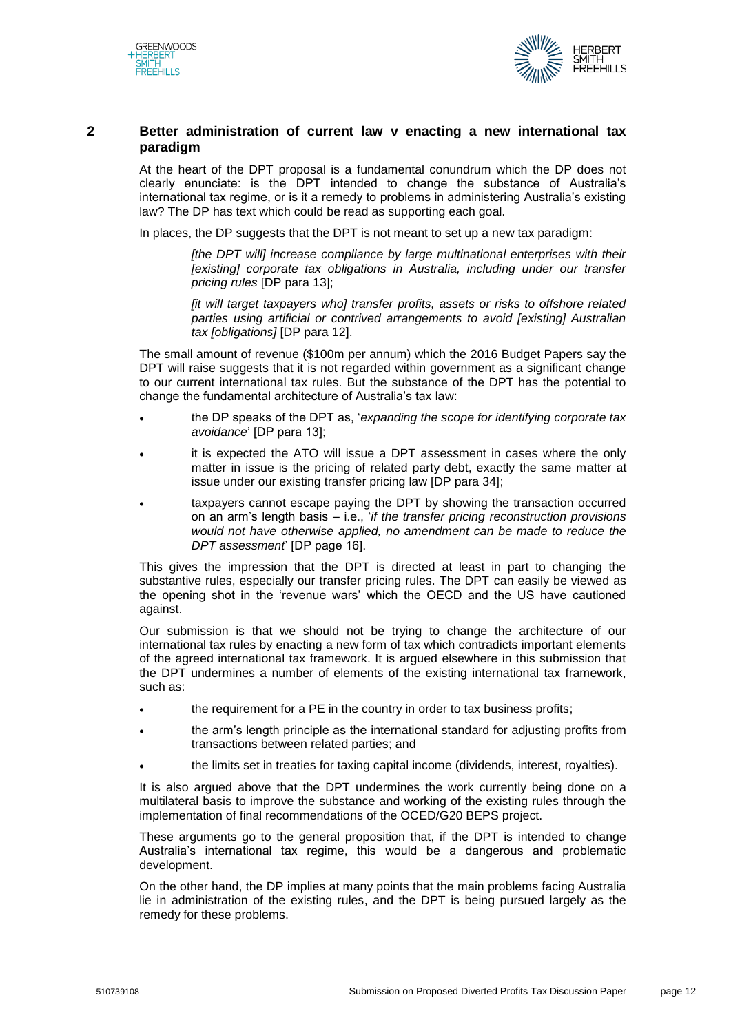## 2 Better administration of current law v enacting a new international tax paradigm

At the heart of the DPT proposal is a fundamental conundrum which the DP does not clearly enunciate: is the DPT intended to change the substance of Australia's international tax regime, or is it a remedy to problems in administering Australia's existing law? The DP has text which could be read as supporting each goal.

In places, the DP suggests that the DPT is not meant to set up a new tax paradigm:

> *[the DPT will] increase compliance by large multinational enterprises with their [existing] corporate tax obligations in Australia, including under our transfer pricing rules* [DP para 13];
>
> *[it will target taxpayers who] transfer profits, assets or risks to offshore related parties using artificial or contrived arrangements to avoid [existing] Australian tax [obligations]* [DP para 12].

The small amount of revenue ($100m per annum) which the 2016 Budget Papers say the DPT will raise suggests that it is not regarded within government as a significant change to our current international tax rules. But the substance of the DPT has the potential to change the fundamental architecture of Australia's tax law:

- the DP speaks of the DPT as, '*expanding the scope for identifying corporate tax avoidance*' [DP para 13];
- it is expected the ATO will issue a DPT assessment in cases where the only matter in issue is the pricing of related party debt, exactly the same matter at issue under our existing transfer pricing law [DP para 34];
- taxpayers cannot escape paying the DPT by showing the transaction occurred on an arm's length basis – i.e., '*if the transfer pricing reconstruction provisions would not have otherwise applied, no amendment can be made to reduce the DPT assessment*' [DP page 16].

This gives the impression that the DPT is directed at least in part to changing the substantive rules, especially our transfer pricing rules. The DPT can easily be viewed as the opening shot in the 'revenue wars' which the OECD and the US have cautioned against.

Our submission is that we should not be trying to change the architecture of our international tax rules by enacting a new form of tax which contradicts important elements of the agreed international tax framework. It is argued elsewhere in this submission that the DPT undermines a number of elements of the existing international tax framework, such as:

- the requirement for a PE in the country in order to tax business profits;
- the arm's length principle as the international standard for adjusting profits from transactions between related parties; and
- the limits set in treaties for taxing capital income (dividends, interest, royalties).

It is also argued above that the DPT undermines the work currently being done on a multilateral basis to improve the substance and working of the existing rules through the implementation of final recommendations of the OCED/G20 BEPS project.

These arguments go to the general proposition that, if the DPT is intended to change Australia's international tax regime, this would be a dangerous and problematic development.

On the other hand, the DP implies at many points that the main problems facing Australia lie in administration of the existing rules, and the DPT is being pursued largely as the remedy for these problems.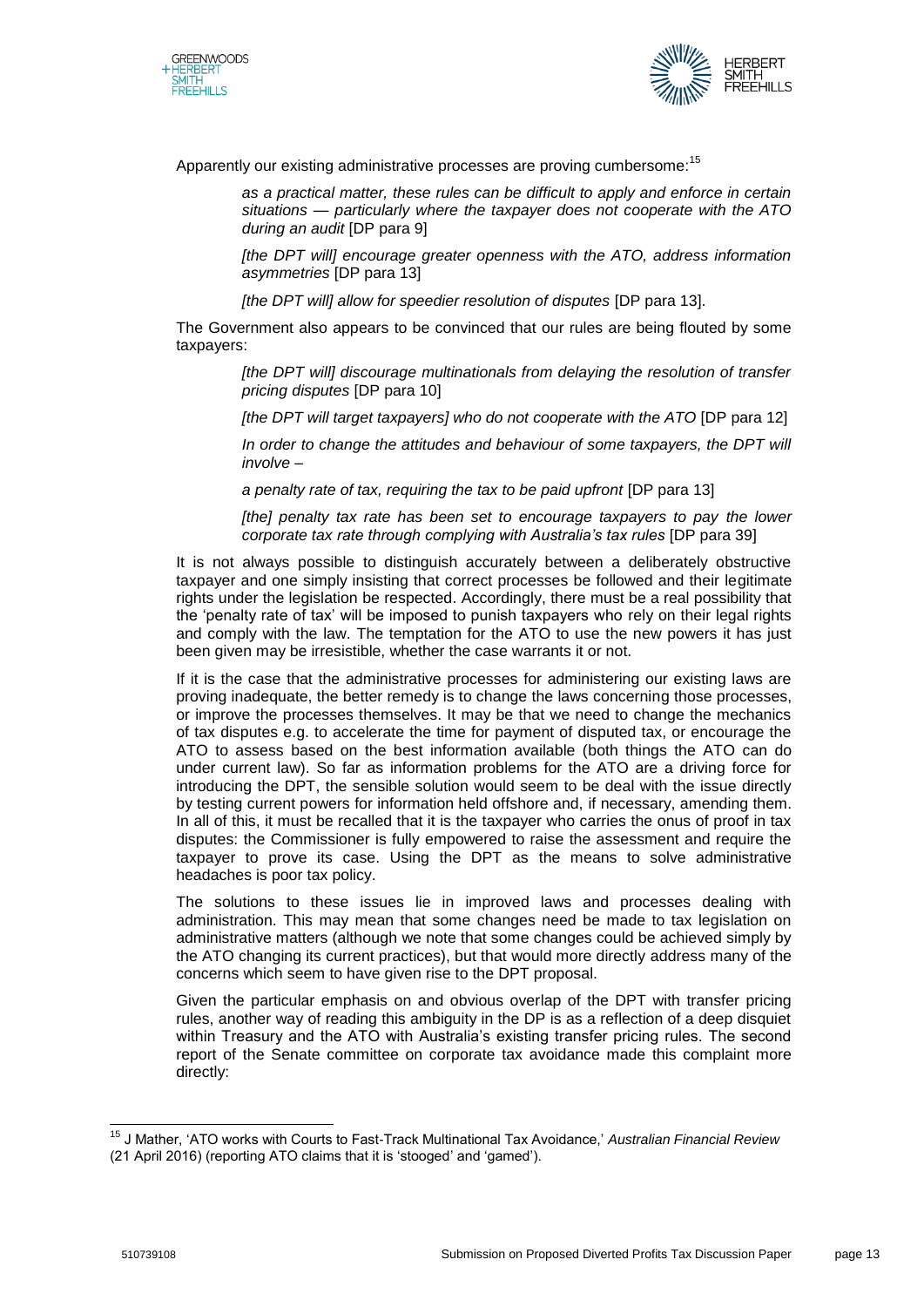Apparently our existing administrative processes are proving cumbersome:[15]

> *as a practical matter, these rules can be difficult to apply and enforce in certain situations — particularly where the taxpayer does not cooperate with the ATO during an audit* [DP para 9]
>
> *[the DPT will] encourage greater openness with the ATO, address information asymmetries* [DP para 13]
>
> *[the DPT will] allow for speedier resolution of disputes* [DP para 13].

The Government also appears to be convinced that our rules are being flouted by some taxpayers:

> *[the DPT will] discourage multinationals from delaying the resolution of transfer pricing disputes* [DP para 10]
>
> *[the DPT will target taxpayers] who do not cooperate with the ATO* [DP para 12]
>
> *In order to change the attitudes and behaviour of some taxpayers, the DPT will involve –*
>
> *a penalty rate of tax, requiring the tax to be paid upfront* [DP para 13]
>
> *[the] penalty tax rate has been set to encourage taxpayers to pay the lower corporate tax rate through complying with Australia's tax rules* [DP para 39]

It is not always possible to distinguish accurately between a deliberately obstructive taxpayer and one simply insisting that correct processes be followed and their legitimate rights under the legislation be respected. Accordingly, there must be a real possibility that the 'penalty rate of tax' will be imposed to punish taxpayers who rely on their legal rights and comply with the law. The temptation for the ATO to use the new powers it has just been given may be irresistible, whether the case warrants it or not.

If it is the case that the administrative processes for administering our existing laws are proving inadequate, the better remedy is to change the laws concerning those processes, or improve the processes themselves. It may be that we need to change the mechanics of tax disputes e.g. to accelerate the time for payment of disputed tax, or encourage the ATO to assess based on the best information available (both things the ATO can do under current law). So far as information problems for the ATO are a driving force for introducing the DPT, the sensible solution would seem to be deal with the issue directly by testing current powers for information held offshore and, if necessary, amending them. In all of this, it must be recalled that it is the taxpayer who carries the onus of proof in tax disputes: the Commissioner is fully empowered to raise the assessment and require the taxpayer to prove its case. Using the DPT as the means to solve administrative headaches is poor tax policy.

The solutions to these issues lie in improved laws and processes dealing with administration. This may mean that some changes need be made to tax legislation on administrative matters (although we note that some changes could be achieved simply by the ATO changing its current practices), but that would more directly address many of the concerns which seem to have given rise to the DPT proposal.

Given the particular emphasis on and obvious overlap of the DPT with transfer pricing rules, another way of reading this ambiguity in the DP is as a reflection of a deep disquiet within Treasury and the ATO with Australia's existing transfer pricing rules. The second report of the Senate committee on corporate tax avoidance made this complaint more directly:

---

[15] J Mather, 'ATO works with Courts to Fast-Track Multinational Tax Avoidance,' *Australian Financial Review* (21 April 2016) (reporting ATO claims that it is 'stooged' and 'gamed').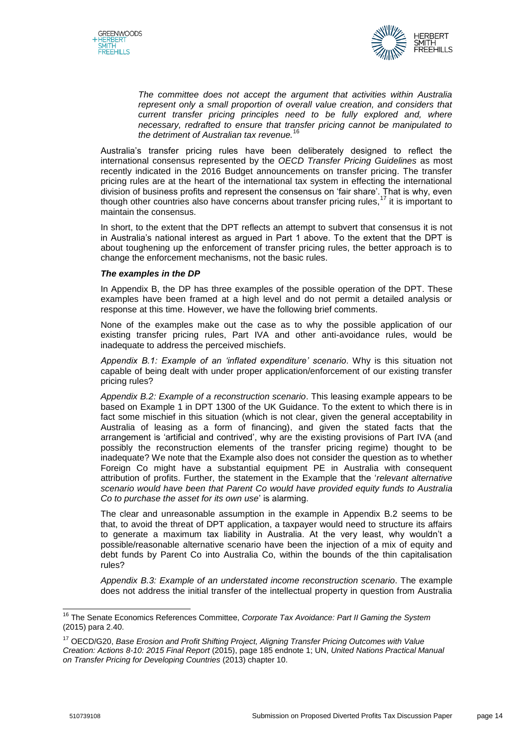> *The committee does not accept the argument that activities within Australia represent only a small proportion of overall value creation, and considers that current transfer pricing principles need to be fully explored and, where necessary, redrafted to ensure that transfer pricing cannot be manipulated to the detriment of Australian tax revenue.*[16]

Australia's transfer pricing rules have been deliberately designed to reflect the international consensus represented by the *OECD Transfer Pricing Guidelines* as most recently indicated in the 2016 Budget announcements on transfer pricing. The transfer pricing rules are at the heart of the international tax system in effecting the international division of business profits and represent the consensus on 'fair share'. That is why, even though other countries also have concerns about transfer pricing rules,[17] it is important to maintain the consensus.

In short, to the extent that the DPT reflects an attempt to subvert that consensus it is not in Australia's national interest as argued in Part 1 above. To the extent that the DPT is about toughening up the enforcement of transfer pricing rules, the better approach is to change the enforcement mechanisms, not the basic rules.

***The examples in the DP***

In Appendix B, the DP has three examples of the possible operation of the DPT. These examples have been framed at a high level and do not permit a detailed analysis or response at this time. However, we have the following brief comments.

None of the examples make out the case as to why the possible application of our existing transfer pricing rules, Part IVA and other anti-avoidance rules, would be inadequate to address the perceived mischiefs.

*Appendix B.1: Example of an 'inflated expenditure' scenario*. Why is this situation not capable of being dealt with under proper application/enforcement of our existing transfer pricing rules?

*Appendix B.2: Example of a reconstruction scenario*. This leasing example appears to be based on Example 1 in DPT 1300 of the UK Guidance. To the extent to which there is in fact some mischief in this situation (which is not clear, given the general acceptability in Australia of leasing as a form of financing), and given the stated facts that the arrangement is 'artificial and contrived', why are the existing provisions of Part IVA (and possibly the reconstruction elements of the transfer pricing regime) thought to be inadequate? We note that the Example also does not consider the question as to whether Foreign Co might have a substantial equipment PE in Australia with consequent attribution of profits. Further, the statement in the Example that the '*relevant alternative scenario would have been that Parent Co would have provided equity funds to Australia Co to purchase the asset for its own use*' is alarming.

The clear and unreasonable assumption in the example in Appendix B.2 seems to be that, to avoid the threat of DPT application, a taxpayer would need to structure its affairs to generate a maximum tax liability in Australia. At the very least, why wouldn't a possible/reasonable alternative scenario have been the injection of a mix of equity and debt funds by Parent Co into Australia Co, within the bounds of the thin capitalisation rules?

*Appendix B.3: Example of an understated income reconstruction scenario*. The example does not address the initial transfer of the intellectual property in question from Australia

---

[16] The Senate Economics References Committee, *Corporate Tax Avoidance: Part II Gaming the System* (2015) para 2.40.

[17] OECD/G20, *Base Erosion and Profit Shifting Project, Aligning Transfer Pricing Outcomes with Value Creation: Actions 8-10: 2015 Final Report* (2015), page 185 endnote 1; UN, *United Nations Practical Manual on Transfer Pricing for Developing Countries* (2013) chapter 10.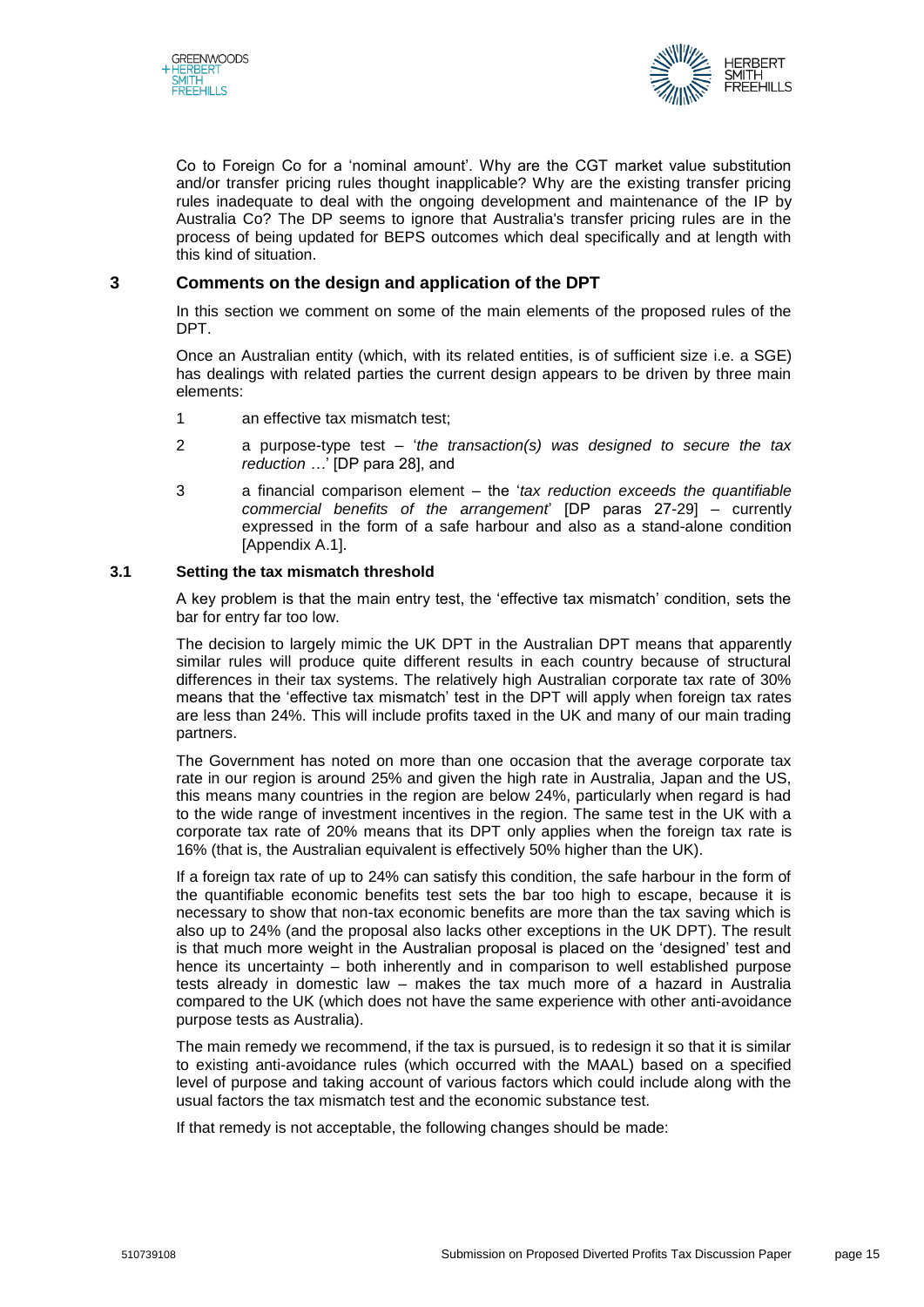Co to Foreign Co for a 'nominal amount'. Why are the CGT market value substitution and/or transfer pricing rules thought inapplicable? Why are the existing transfer pricing rules inadequate to deal with the ongoing development and maintenance of the IP by Australia Co? The DP seems to ignore that Australia's transfer pricing rules are in the process of being updated for BEPS outcomes which deal specifically and at length with this kind of situation.

## 3 Comments on the design and application of the DPT

In this section we comment on some of the main elements of the proposed rules of the DPT.

Once an Australian entity (which, with its related entities, is of sufficient size i.e. a SGE) has dealings with related parties the current design appears to be driven by three main elements:

1. an effective tax mismatch test;
2. a purpose-type test – '*the transaction(s) was designed to secure the tax reduction …*' [DP para 28], and
3. a financial comparison element – the '*tax reduction exceeds the quantifiable commercial benefits of the arrangement*' [DP paras 27-29] – currently expressed in the form of a safe harbour and also as a stand-alone condition [Appendix A.1].

### 3.1 Setting the tax mismatch threshold

A key problem is that the main entry test, the 'effective tax mismatch' condition, sets the bar for entry far too low.

The decision to largely mimic the UK DPT in the Australian DPT means that apparently similar rules will produce quite different results in each country because of structural differences in their tax systems. The relatively high Australian corporate tax rate of 30% means that the 'effective tax mismatch' test in the DPT will apply when foreign tax rates are less than 24%. This will include profits taxed in the UK and many of our main trading partners.

The Government has noted on more than one occasion that the average corporate tax rate in our region is around 25% and given the high rate in Australia, Japan and the US, this means many countries in the region are below 24%, particularly when regard is had to the wide range of investment incentives in the region. The same test in the UK with a corporate tax rate of 20% means that its DPT only applies when the foreign tax rate is 16% (that is, the Australian equivalent is effectively 50% higher than the UK).

If a foreign tax rate of up to 24% can satisfy this condition, the safe harbour in the form of the quantifiable economic benefits test sets the bar too high to escape, because it is necessary to show that non-tax economic benefits are more than the tax saving which is also up to 24% (and the proposal also lacks other exceptions in the UK DPT). The result is that much more weight in the Australian proposal is placed on the 'designed' test and hence its uncertainty – both inherently and in comparison to well established purpose tests already in domestic law – makes the tax much more of a hazard in Australia compared to the UK (which does not have the same experience with other anti-avoidance purpose tests as Australia).

The main remedy we recommend, if the tax is pursued, is to redesign it so that it is similar to existing anti-avoidance rules (which occurred with the MAAL) based on a specified level of purpose and taking account of various factors which could include along with the usual factors the tax mismatch test and the economic substance test.

If that remedy is not acceptable, the following changes should be made: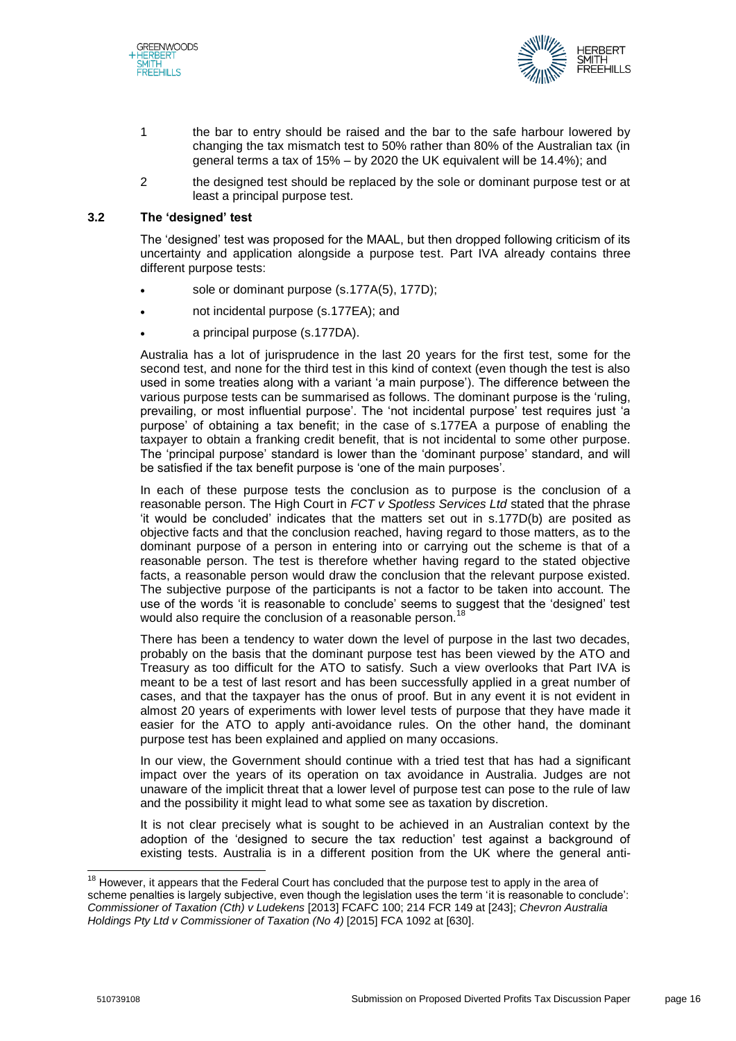1 the bar to entry should be raised and the bar to the safe harbour lowered by changing the tax mismatch test to 50% rather than 80% of the Australian tax (in general terms a tax of 15% – by 2020 the UK equivalent will be 14.4%); and

2 the designed test should be replaced by the sole or dominant purpose test or at least a principal purpose test.

### 3.2 The 'designed' test

The 'designed' test was proposed for the MAAL, but then dropped following criticism of its uncertainty and application alongside a purpose test. Part IVA already contains three different purpose tests:

- sole or dominant purpose (s.177A(5), 177D);
- not incidental purpose (s.177EA); and
- a principal purpose (s.177DA).

Australia has a lot of jurisprudence in the last 20 years for the first test, some for the second test, and none for the third test in this kind of context (even though the test is also used in some treaties along with a variant 'a main purpose'). The difference between the various purpose tests can be summarised as follows. The dominant purpose is the 'ruling, prevailing, or most influential purpose'. The 'not incidental purpose' test requires just 'a purpose' of obtaining a tax benefit; in the case of s.177EA a purpose of enabling the taxpayer to obtain a franking credit benefit, that is not incidental to some other purpose. The 'principal purpose' standard is lower than the 'dominant purpose' standard, and will be satisfied if the tax benefit purpose is 'one of the main purposes'.

In each of these purpose tests the conclusion as to purpose is the conclusion of a reasonable person. The High Court in *FCT v Spotless Services Ltd* stated that the phrase 'it would be concluded' indicates that the matters set out in s.177D(b) are posited as objective facts and that the conclusion reached, having regard to those matters, as to the dominant purpose of a person in entering into or carrying out the scheme is that of a reasonable person. The test is therefore whether having regard to the stated objective facts, a reasonable person would draw the conclusion that the relevant purpose existed. The subjective purpose of the participants is not a factor to be taken into account. The use of the words 'it is reasonable to conclude' seems to suggest that the 'designed' test would also require the conclusion of a reasonable person.[18]

There has been a tendency to water down the level of purpose in the last two decades, probably on the basis that the dominant purpose test has been viewed by the ATO and Treasury as too difficult for the ATO to satisfy. Such a view overlooks that Part IVA is meant to be a test of last resort and has been successfully applied in a great number of cases, and that the taxpayer has the onus of proof. But in any event it is not evident in almost 20 years of experiments with lower level tests of purpose that they have made it easier for the ATO to apply anti-avoidance rules. On the other hand, the dominant purpose test has been explained and applied on many occasions.

In our view, the Government should continue with a tried test that has had a significant impact over the years of its operation on tax avoidance in Australia. Judges are not unaware of the implicit threat that a lower level of purpose test can pose to the rule of law and the possibility it might lead to what some see as taxation by discretion.

It is not clear precisely what is sought to be achieved in an Australian context by the adoption of the 'designed to secure the tax reduction' test against a background of existing tests. Australia is in a different position from the UK where the general anti-

---

[18] However, it appears that the Federal Court has concluded that the purpose test to apply in the area of scheme penalties is largely subjective, even though the legislation uses the term 'it is reasonable to conclude': *Commissioner of Taxation (Cth) v Ludekens* [2013] FCAFC 100; 214 FCR 149 at [243]; *Chevron Australia Holdings Pty Ltd v Commissioner of Taxation (No 4)* [2015] FCA 1092 at [630].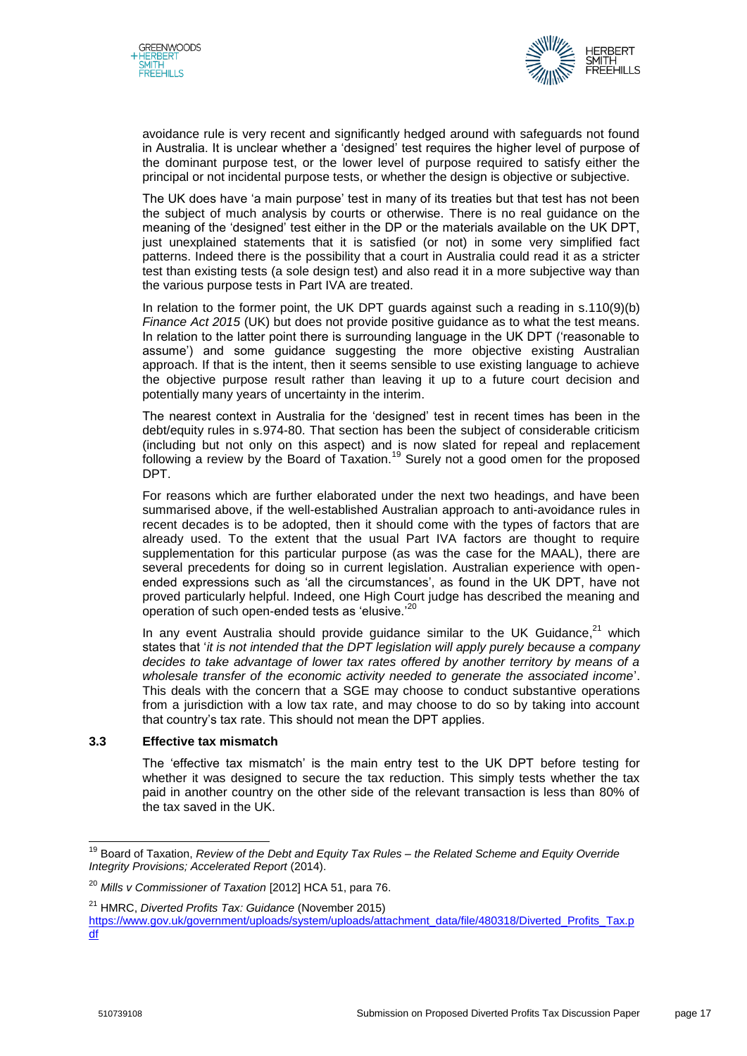avoidance rule is very recent and significantly hedged around with safeguards not found in Australia. It is unclear whether a 'designed' test requires the higher level of purpose of the dominant purpose test, or the lower level of purpose required to satisfy either the principal or not incidental purpose tests, or whether the design is objective or subjective.

The UK does have 'a main purpose' test in many of its treaties but that test has not been the subject of much analysis by courts or otherwise. There is no real guidance on the meaning of the 'designed' test either in the DP or the materials available on the UK DPT, just unexplained statements that it is satisfied (or not) in some very simplified fact patterns. Indeed there is the possibility that a court in Australia could read it as a stricter test than existing tests (a sole design test) and also read it in a more subjective way than the various purpose tests in Part IVA are treated.

In relation to the former point, the UK DPT guards against such a reading in s.110(9)(b) *Finance Act 2015* (UK) but does not provide positive guidance as to what the test means. In relation to the latter point there is surrounding language in the UK DPT ('reasonable to assume') and some guidance suggesting the more objective existing Australian approach. If that is the intent, then it seems sensible to use existing language to achieve the objective purpose result rather than leaving it up to a future court decision and potentially many years of uncertainty in the interim.

The nearest context in Australia for the 'designed' test in recent times has been in the debt/equity rules in s.974-80. That section has been the subject of considerable criticism (including but not only on this aspect) and is now slated for repeal and replacement following a review by the Board of Taxation.[19] Surely not a good omen for the proposed DPT.

For reasons which are further elaborated under the next two headings, and have been summarised above, if the well-established Australian approach to anti-avoidance rules in recent decades is to be adopted, then it should come with the types of factors that are already used. To the extent that the usual Part IVA factors are thought to require supplementation for this particular purpose (as was the case for the MAAL), there are several precedents for doing so in current legislation. Australian experience with open-ended expressions such as 'all the circumstances', as found in the UK DPT, have not proved particularly helpful. Indeed, one High Court judge has described the meaning and operation of such open-ended tests as 'elusive.'[20]

In any event Australia should provide guidance similar to the UK Guidance,[21] which states that '*it is not intended that the DPT legislation will apply purely because a company decides to take advantage of lower tax rates offered by another territory by means of a wholesale transfer of the economic activity needed to generate the associated income*'. This deals with the concern that a SGE may choose to conduct substantive operations from a jurisdiction with a low tax rate, and may choose to do so by taking into account that country's tax rate. This should not mean the DPT applies.

### 3.3 Effective tax mismatch

The 'effective tax mismatch' is the main entry test to the UK DPT before testing for whether it was designed to secure the tax reduction. This simply tests whether the tax paid in another country on the other side of the relevant transaction is less than 80% of the tax saved in the UK.

---

[19] Board of Taxation, *Review of the Debt and Equity Tax Rules – the Related Scheme and Equity Override Integrity Provisions; Accelerated Report* (2014).

[20] *Mills v Commissioner of Taxation* [2012] HCA 51, para 76.

[21] HMRC, *Diverted Profits Tax: Guidance* (November 2015) https://www.gov.uk/government/uploads/system/uploads/attachment_data/file/480318/Diverted_Profits_Tax.pdf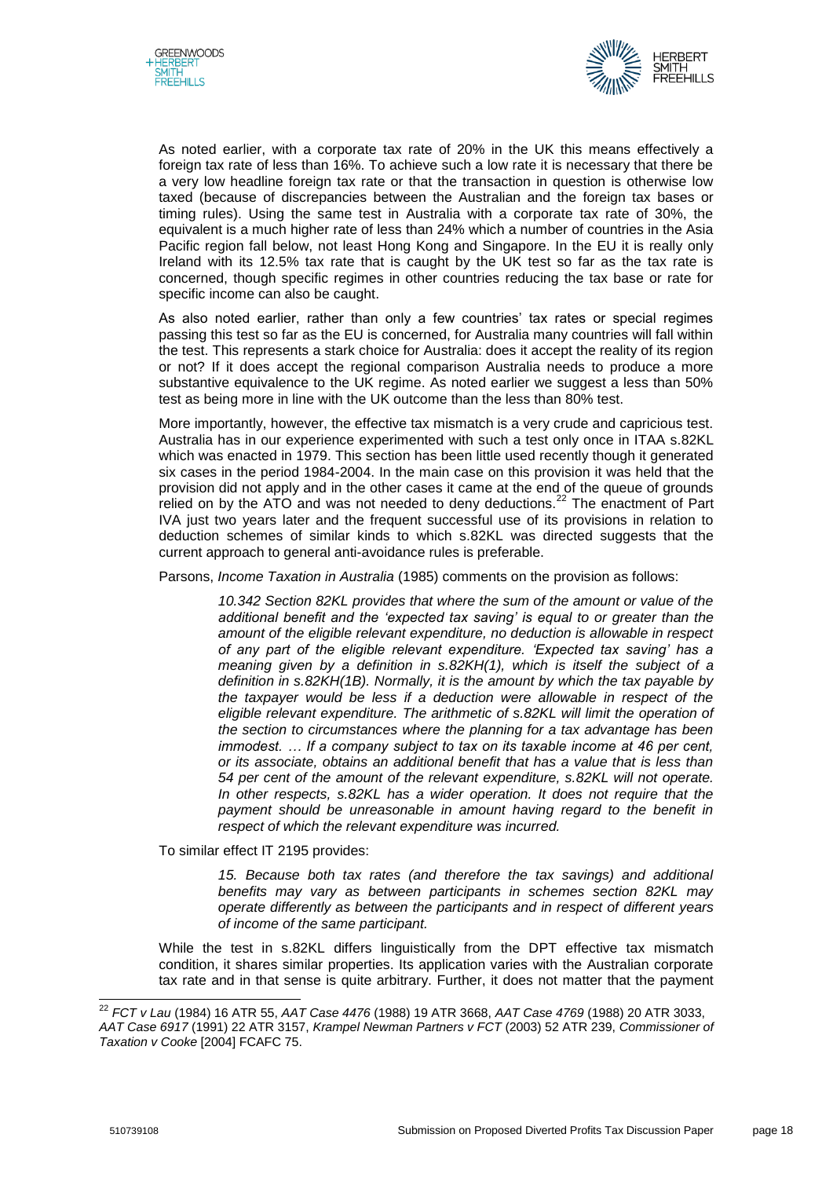As noted earlier, with a corporate tax rate of 20% in the UK this means effectively a foreign tax rate of less than 16%. To achieve such a low rate it is necessary that there be a very low headline foreign tax rate or that the transaction in question is otherwise low taxed (because of discrepancies between the Australian and the foreign tax bases or timing rules). Using the same test in Australia with a corporate tax rate of 30%, the equivalent is a much higher rate of less than 24% which a number of countries in the Asia Pacific region fall below, not least Hong Kong and Singapore. In the EU it is really only Ireland with its 12.5% tax rate that is caught by the UK test so far as the tax rate is concerned, though specific regimes in other countries reducing the tax base or rate for specific income can also be caught.

As also noted earlier, rather than only a few countries' tax rates or special regimes passing this test so far as the EU is concerned, for Australia many countries will fall within the test. This represents a stark choice for Australia: does it accept the reality of its region or not? If it does accept the regional comparison Australia needs to produce a more substantive equivalence to the UK regime. As noted earlier we suggest a less than 50% test as being more in line with the UK outcome than the less than 80% test.

More importantly, however, the effective tax mismatch is a very crude and capricious test. Australia has in our experience experimented with such a test only once in ITAA s.82KL which was enacted in 1979. This section has been little used recently though it generated six cases in the period 1984-2004. In the main case on this provision it was held that the provision did not apply and in the other cases it came at the end of the queue of grounds relied on by the ATO and was not needed to deny deductions.[22] The enactment of Part IVA just two years later and the frequent successful use of its provisions in relation to deduction schemes of similar kinds to which s.82KL was directed suggests that the current approach to general anti-avoidance rules is preferable.

Parsons, *Income Taxation in Australia* (1985) comments on the provision as follows:

> *10.342 Section 82KL provides that where the sum of the amount or value of the additional benefit and the 'expected tax saving' is equal to or greater than the amount of the eligible relevant expenditure, no deduction is allowable in respect of any part of the eligible relevant expenditure. 'Expected tax saving' has a meaning given by a definition in s.82KH(1), which is itself the subject of a definition in s.82KH(1B). Normally, it is the amount by which the tax payable by the taxpayer would be less if a deduction were allowable in respect of the eligible relevant expenditure. The arithmetic of s.82KL will limit the operation of the section to circumstances where the planning for a tax advantage has been immodest. … If a company subject to tax on its taxable income at 46 per cent, or its associate, obtains an additional benefit that has a value that is less than 54 per cent of the amount of the relevant expenditure, s.82KL will not operate. In other respects, s.82KL has a wider operation. It does not require that the payment should be unreasonable in amount having regard to the benefit in respect of which the relevant expenditure was incurred.*

To similar effect IT 2195 provides:

> *15. Because both tax rates (and therefore the tax savings) and additional benefits may vary as between participants in schemes section 82KL may operate differently as between the participants and in respect of different years of income of the same participant.*

While the test in s.82KL differs linguistically from the DPT effective tax mismatch condition, it shares similar properties. Its application varies with the Australian corporate tax rate and in that sense is quite arbitrary. Further, it does not matter that the payment

---

[22] *FCT v Lau* (1984) 16 ATR 55, *AAT Case 4476* (1988) 19 ATR 3668, *AAT Case 4769* (1988) 20 ATR 3033, *AAT Case 6917* (1991) 22 ATR 3157, *Krampel Newman Partners v FCT* (2003) 52 ATR 239, *Commissioner of Taxation v Cooke* [2004] FCAFC 75.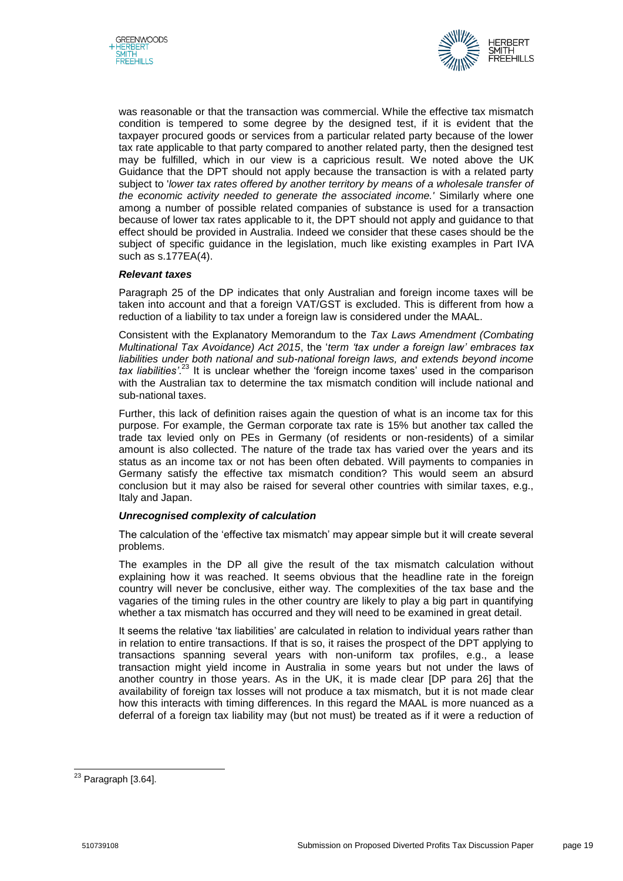was reasonable or that the transaction was commercial. While the effective tax mismatch condition is tempered to some degree by the designed test, if it is evident that the taxpayer procured goods or services from a particular related party because of the lower tax rate applicable to that party compared to another related party, then the designed test may be fulfilled, which in our view is a capricious result. We noted above the UK Guidance that the DPT should not apply because the transaction is with a related party subject to '*lower tax rates offered by another territory by means of a wholesale transfer of the economic activity needed to generate the associated income.*' Similarly where one among a number of possible related companies of substance is used for a transaction because of lower tax rates applicable to it, the DPT should not apply and guidance to that effect should be provided in Australia. Indeed we consider that these cases should be the subject of specific guidance in the legislation, much like existing examples in Part IVA such as s.177EA(4).

***Relevant taxes***

Paragraph 25 of the DP indicates that only Australian and foreign income taxes will be taken into account and that a foreign VAT/GST is excluded. This is different from how a reduction of a liability to tax under a foreign law is considered under the MAAL.

Consistent with the Explanatory Memorandum to the *Tax Laws Amendment (Combating Multinational Tax Avoidance) Act 2015*, the '*term 'tax under a foreign law' embraces tax liabilities under both national and sub-national foreign laws, and extends beyond income tax liabilities'*.[23] It is unclear whether the 'foreign income taxes' used in the comparison with the Australian tax to determine the tax mismatch condition will include national and sub-national taxes.

Further, this lack of definition raises again the question of what is an income tax for this purpose. For example, the German corporate tax rate is 15% but another tax called the trade tax levied only on PEs in Germany (of residents or non-residents) of a similar amount is also collected. The nature of the trade tax has varied over the years and its status as an income tax or not has been often debated. Will payments to companies in Germany satisfy the effective tax mismatch condition? This would seem an absurd conclusion but it may also be raised for several other countries with similar taxes, e.g., Italy and Japan.

***Unrecognised complexity of calculation***

The calculation of the 'effective tax mismatch' may appear simple but it will create several problems.

The examples in the DP all give the result of the tax mismatch calculation without explaining how it was reached. It seems obvious that the headline rate in the foreign country will never be conclusive, either way. The complexities of the tax base and the vagaries of the timing rules in the other country are likely to play a big part in quantifying whether a tax mismatch has occurred and they will need to be examined in great detail.

It seems the relative 'tax liabilities' are calculated in relation to individual years rather than in relation to entire transactions. If that is so, it raises the prospect of the DPT applying to transactions spanning several years with non-uniform tax profiles, e.g., a lease transaction might yield income in Australia in some years but not under the laws of another country in those years. As in the UK, it is made clear [DP para 26] that the availability of foreign tax losses will not produce a tax mismatch, but it is not made clear how this interacts with timing differences. In this regard the MAAL is more nuanced as a deferral of a foreign tax liability may (but not must) be treated as if it were a reduction of

[23] Paragraph [3.64].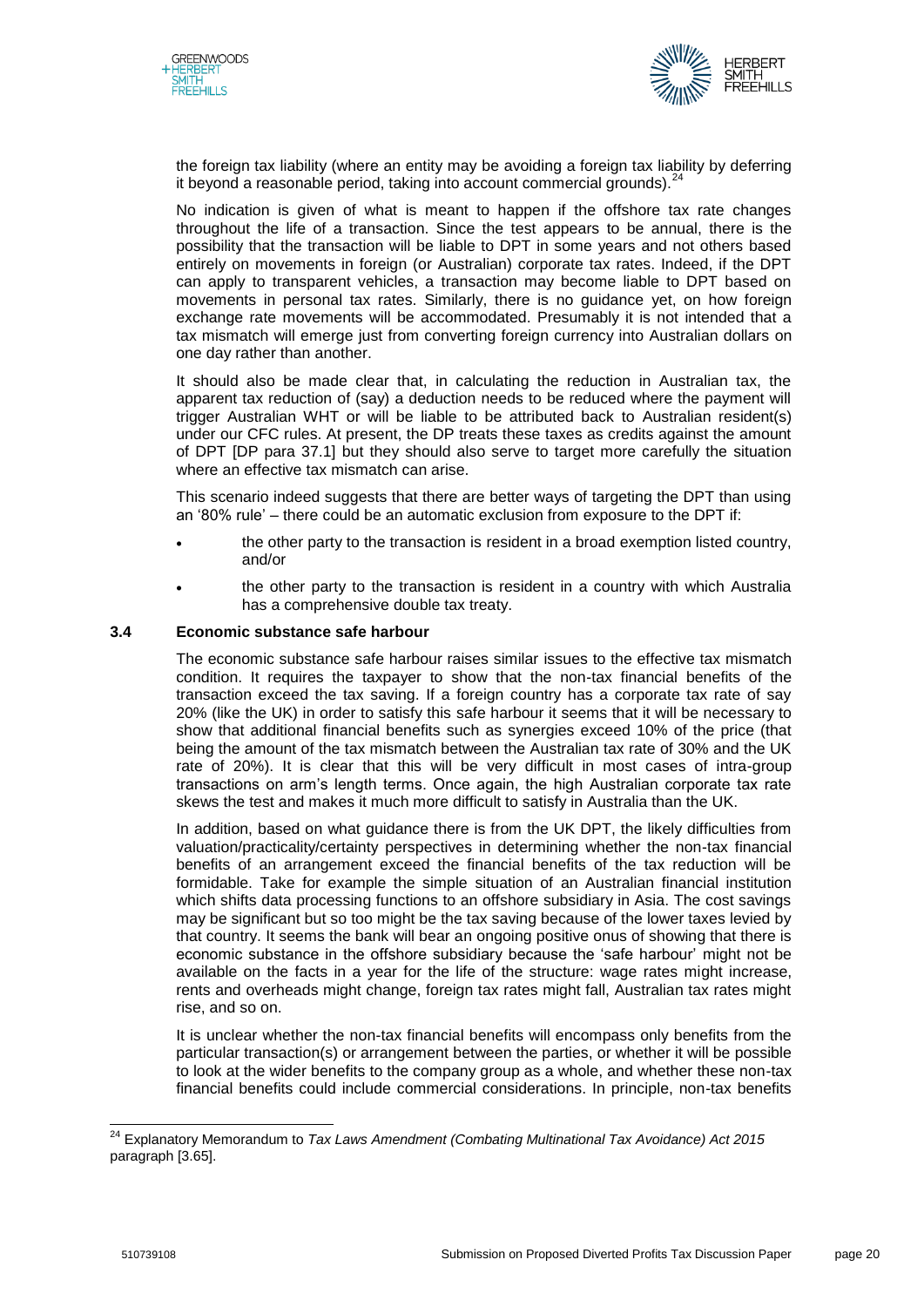the foreign tax liability (where an entity may be avoiding a foreign tax liability by deferring it beyond a reasonable period, taking into account commercial grounds).[24]

No indication is given of what is meant to happen if the offshore tax rate changes throughout the life of a transaction. Since the test appears to be annual, there is the possibility that the transaction will be liable to DPT in some years and not others based entirely on movements in foreign (or Australian) corporate tax rates. Indeed, if the DPT can apply to transparent vehicles, a transaction may become liable to DPT based on movements in personal tax rates. Similarly, there is no guidance yet, on how foreign exchange rate movements will be accommodated. Presumably it is not intended that a tax mismatch will emerge just from converting foreign currency into Australian dollars on one day rather than another.

It should also be made clear that, in calculating the reduction in Australian tax, the apparent tax reduction of (say) a deduction needs to be reduced where the payment will trigger Australian WHT or will be liable to be attributed back to Australian resident(s) under our CFC rules. At present, the DP treats these taxes as credits against the amount of DPT [DP para 37.1] but they should also serve to target more carefully the situation where an effective tax mismatch can arise.

This scenario indeed suggests that there are better ways of targeting the DPT than using an '80% rule' – there could be an automatic exclusion from exposure to the DPT if:

- the other party to the transaction is resident in a broad exemption listed country, and/or
- the other party to the transaction is resident in a country with which Australia has a comprehensive double tax treaty.

### 3.4 Economic substance safe harbour

The economic substance safe harbour raises similar issues to the effective tax mismatch condition. It requires the taxpayer to show that the non-tax financial benefits of the transaction exceed the tax saving. If a foreign country has a corporate tax rate of say 20% (like the UK) in order to satisfy this safe harbour it seems that it will be necessary to show that additional financial benefits such as synergies exceed 10% of the price (that being the amount of the tax mismatch between the Australian tax rate of 30% and the UK rate of 20%). It is clear that this will be very difficult in most cases of intra-group transactions on arm's length terms. Once again, the high Australian corporate tax rate skews the test and makes it much more difficult to satisfy in Australia than the UK.

In addition, based on what guidance there is from the UK DPT, the likely difficulties from valuation/practicality/certainty perspectives in determining whether the non-tax financial benefits of an arrangement exceed the financial benefits of the tax reduction will be formidable. Take for example the simple situation of an Australian financial institution which shifts data processing functions to an offshore subsidiary in Asia. The cost savings may be significant but so too might be the tax saving because of the lower taxes levied by that country. It seems the bank will bear an ongoing positive onus of showing that there is economic substance in the offshore subsidiary because the 'safe harbour' might not be available on the facts in a year for the life of the structure: wage rates might increase, rents and overheads might change, foreign tax rates might fall, Australian tax rates might rise, and so on.

It is unclear whether the non-tax financial benefits will encompass only benefits from the particular transaction(s) or arrangement between the parties, or whether it will be possible to look at the wider benefits to the company group as a whole, and whether these non-tax financial benefits could include commercial considerations. In principle, non-tax benefits

---

[24] Explanatory Memorandum to *Tax Laws Amendment (Combating Multinational Tax Avoidance) Act 2015* paragraph [3.65].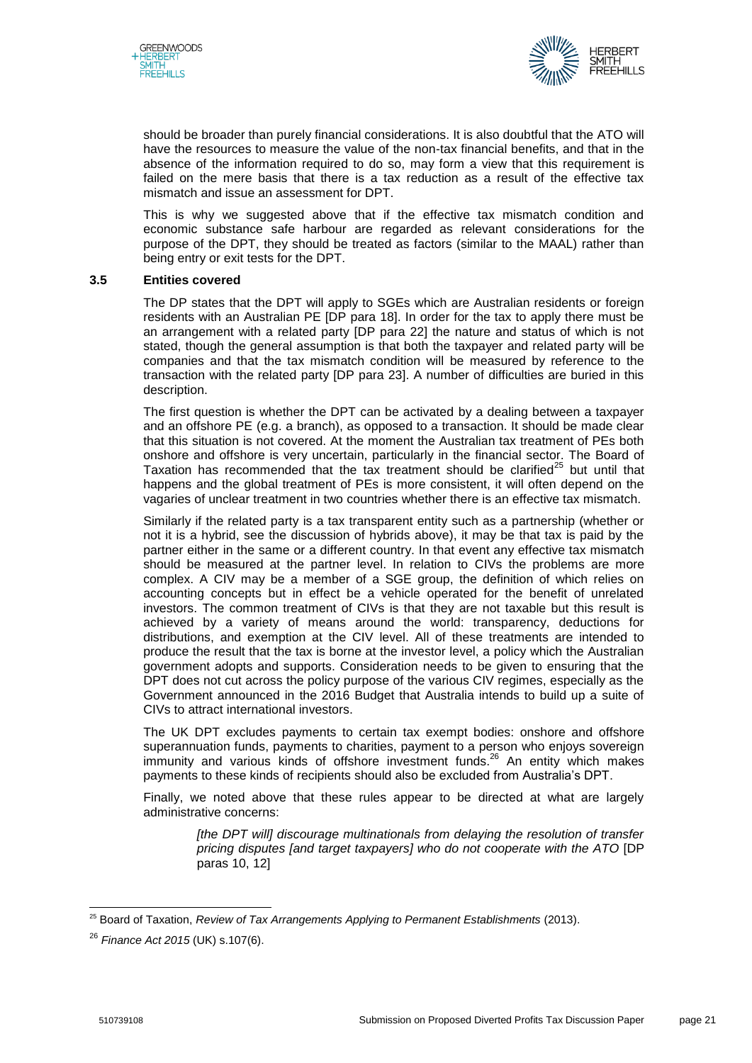should be broader than purely financial considerations. It is also doubtful that the ATO will have the resources to measure the value of the non-tax financial benefits, and that in the absence of the information required to do so, may form a view that this requirement is failed on the mere basis that there is a tax reduction as a result of the effective tax mismatch and issue an assessment for DPT.

This is why we suggested above that if the effective tax mismatch condition and economic substance safe harbour are regarded as relevant considerations for the purpose of the DPT, they should be treated as factors (similar to the MAAL) rather than being entry or exit tests for the DPT.

### 3.5 Entities covered

The DP states that the DPT will apply to SGEs which are Australian residents or foreign residents with an Australian PE [DP para 18]. In order for the tax to apply there must be an arrangement with a related party [DP para 22] the nature and status of which is not stated, though the general assumption is that both the taxpayer and related party will be companies and that the tax mismatch condition will be measured by reference to the transaction with the related party [DP para 23]. A number of difficulties are buried in this description.

The first question is whether the DPT can be activated by a dealing between a taxpayer and an offshore PE (e.g. a branch), as opposed to a transaction. It should be made clear that this situation is not covered. At the moment the Australian tax treatment of PEs both onshore and offshore is very uncertain, particularly in the financial sector. The Board of Taxation has recommended that the tax treatment should be clarified[25] but until that happens and the global treatment of PEs is more consistent, it will often depend on the vagaries of unclear treatment in two countries whether there is an effective tax mismatch.

Similarly if the related party is a tax transparent entity such as a partnership (whether or not it is a hybrid, see the discussion of hybrids above), it may be that tax is paid by the partner either in the same or a different country. In that event any effective tax mismatch should be measured at the partner level. In relation to CIVs the problems are more complex. A CIV may be a member of a SGE group, the definition of which relies on accounting concepts but in effect be a vehicle operated for the benefit of unrelated investors. The common treatment of CIVs is that they are not taxable but this result is achieved by a variety of means around the world: transparency, deductions for distributions, and exemption at the CIV level. All of these treatments are intended to produce the result that the tax is borne at the investor level, a policy which the Australian government adopts and supports. Consideration needs to be given to ensuring that the DPT does not cut across the policy purpose of the various CIV regimes, especially as the Government announced in the 2016 Budget that Australia intends to build up a suite of CIVs to attract international investors.

The UK DPT excludes payments to certain tax exempt bodies: onshore and offshore superannuation funds, payments to charities, payment to a person who enjoys sovereign immunity and various kinds of offshore investment funds.[26] An entity which makes payments to these kinds of recipients should also be excluded from Australia's DPT.

Finally, we noted above that these rules appear to be directed at what are largely administrative concerns:

> *[the DPT will] discourage multinationals from delaying the resolution of transfer pricing disputes [and target taxpayers] who do not cooperate with the ATO* [DP paras 10, 12]

---

[25] Board of Taxation, *Review of Tax Arrangements Applying to Permanent Establishments* (2013).

[26] *Finance Act 2015* (UK) s.107(6).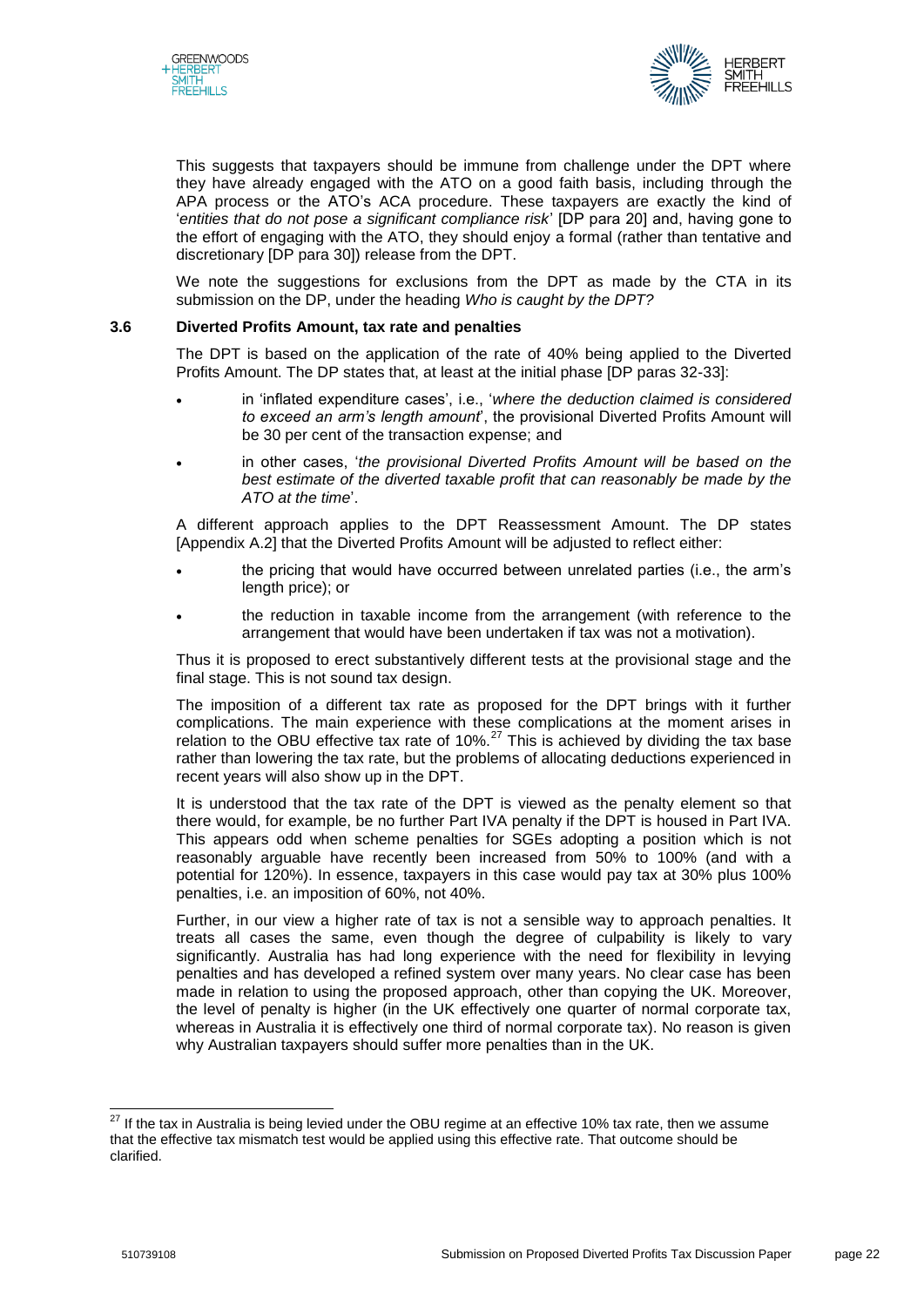This suggests that taxpayers should be immune from challenge under the DPT where they have already engaged with the ATO on a good faith basis, including through the APA process or the ATO's ACA procedure. These taxpayers are exactly the kind of '*entities that do not pose a significant compliance risk*' [DP para 20] and, having gone to the effort of engaging with the ATO, they should enjoy a formal (rather than tentative and discretionary [DP para 30]) release from the DPT.

We note the suggestions for exclusions from the DPT as made by the CTA in its submission on the DP, under the heading *Who is caught by the DPT?*

### 3.6 Diverted Profits Amount, tax rate and penalties

The DPT is based on the application of the rate of 40% being applied to the Diverted Profits Amount. The DP states that, at least at the initial phase [DP paras 32-33]:

- in 'inflated expenditure cases', i.e., '*where the deduction claimed is considered to exceed an arm's length amount*', the provisional Diverted Profits Amount will be 30 per cent of the transaction expense; and
- in other cases, '*the provisional Diverted Profits Amount will be based on the best estimate of the diverted taxable profit that can reasonably be made by the ATO at the time*'.

A different approach applies to the DPT Reassessment Amount. The DP states [Appendix A.2] that the Diverted Profits Amount will be adjusted to reflect either:

- the pricing that would have occurred between unrelated parties (i.e., the arm's length price); or
- the reduction in taxable income from the arrangement (with reference to the arrangement that would have been undertaken if tax was not a motivation).

Thus it is proposed to erect substantively different tests at the provisional stage and the final stage. This is not sound tax design.

The imposition of a different tax rate as proposed for the DPT brings with it further complications. The main experience with these complications at the moment arises in relation to the OBU effective tax rate of 10%.[27] This is achieved by dividing the tax base rather than lowering the tax rate, but the problems of allocating deductions experienced in recent years will also show up in the DPT.

It is understood that the tax rate of the DPT is viewed as the penalty element so that there would, for example, be no further Part IVA penalty if the DPT is housed in Part IVA. This appears odd when scheme penalties for SGEs adopting a position which is not reasonably arguable have recently been increased from 50% to 100% (and with a potential for 120%). In essence, taxpayers in this case would pay tax at 30% plus 100% penalties, i.e. an imposition of 60%, not 40%.

Further, in our view a higher rate of tax is not a sensible way to approach penalties. It treats all cases the same, even though the degree of culpability is likely to vary significantly. Australia has had long experience with the need for flexibility in levying penalties and has developed a refined system over many years. No clear case has been made in relation to using the proposed approach, other than copying the UK. Moreover, the level of penalty is higher (in the UK effectively one quarter of normal corporate tax, whereas in Australia it is effectively one third of normal corporate tax). No reason is given why Australian taxpayers should suffer more penalties than in the UK.

---

[27] If the tax in Australia is being levied under the OBU regime at an effective 10% tax rate, then we assume that the effective tax mismatch test would be applied using this effective rate. That outcome should be clarified.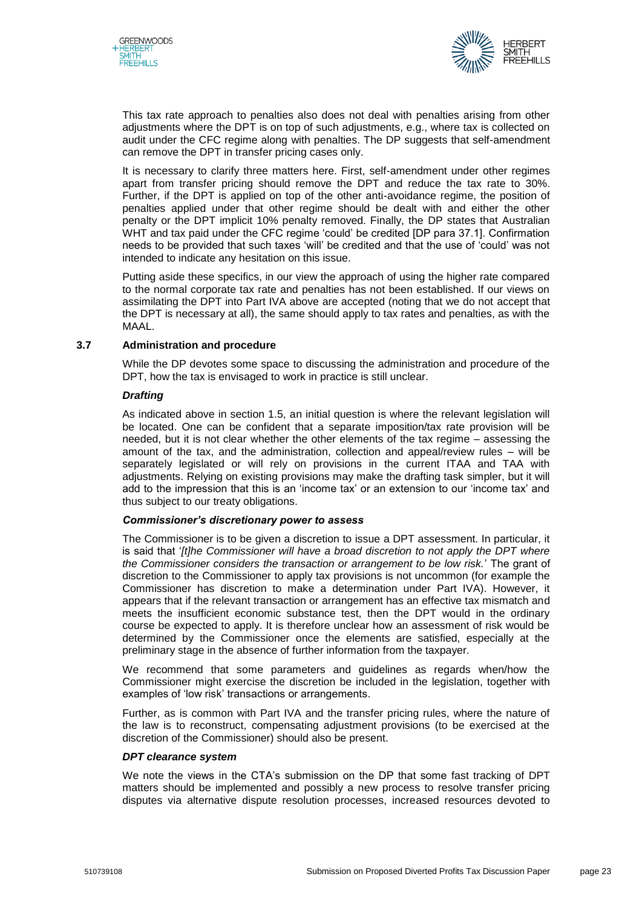This tax rate approach to penalties also does not deal with penalties arising from other adjustments where the DPT is on top of such adjustments, e.g., where tax is collected on audit under the CFC regime along with penalties. The DP suggests that self-amendment can remove the DPT in transfer pricing cases only.

It is necessary to clarify three matters here. First, self-amendment under other regimes apart from transfer pricing should remove the DPT and reduce the tax rate to 30%. Further, if the DPT is applied on top of the other anti-avoidance regime, the position of penalties applied under that other regime should be dealt with and either the other penalty or the DPT implicit 10% penalty removed. Finally, the DP states that Australian WHT and tax paid under the CFC regime 'could' be credited [DP para 37.1]. Confirmation needs to be provided that such taxes 'will' be credited and that the use of 'could' was not intended to indicate any hesitation on this issue.

Putting aside these specifics, in our view the approach of using the higher rate compared to the normal corporate tax rate and penalties has not been established. If our views on assimilating the DPT into Part IVA above are accepted (noting that we do not accept that the DPT is necessary at all), the same should apply to tax rates and penalties, as with the MAAL.

### 3.7 Administration and procedure

While the DP devotes some space to discussing the administration and procedure of the DPT, how the tax is envisaged to work in practice is still unclear.

#### *Drafting*

As indicated above in section 1.5, an initial question is where the relevant legislation will be located. One can be confident that a separate imposition/tax rate provision will be needed, but it is not clear whether the other elements of the tax regime – assessing the amount of the tax, and the administration, collection and appeal/review rules – will be separately legislated or will rely on provisions in the current ITAA and TAA with adjustments. Relying on existing provisions may make the drafting task simpler, but it will add to the impression that this is an 'income tax' or an extension to our 'income tax' and thus subject to our treaty obligations.

#### *Commissioner's discretionary power to assess*

The Commissioner is to be given a discretion to issue a DPT assessment. In particular, it is said that '*[t]he Commissioner will have a broad discretion to not apply the DPT where the Commissioner considers the transaction or arrangement to be low risk.*' The grant of discretion to the Commissioner to apply tax provisions is not uncommon (for example the Commissioner has discretion to make a determination under Part IVA). However, it appears that if the relevant transaction or arrangement has an effective tax mismatch and meets the insufficient economic substance test, then the DPT would in the ordinary course be expected to apply. It is therefore unclear how an assessment of risk would be determined by the Commissioner once the elements are satisfied, especially at the preliminary stage in the absence of further information from the taxpayer.

We recommend that some parameters and guidelines as regards when/how the Commissioner might exercise the discretion be included in the legislation, together with examples of 'low risk' transactions or arrangements.

Further, as is common with Part IVA and the transfer pricing rules, where the nature of the law is to reconstruct, compensating adjustment provisions (to be exercised at the discretion of the Commissioner) should also be present.

#### *DPT clearance system*

We note the views in the CTA's submission on the DP that some fast tracking of DPT matters should be implemented and possibly a new process to resolve transfer pricing disputes via alternative dispute resolution processes, increased resources devoted to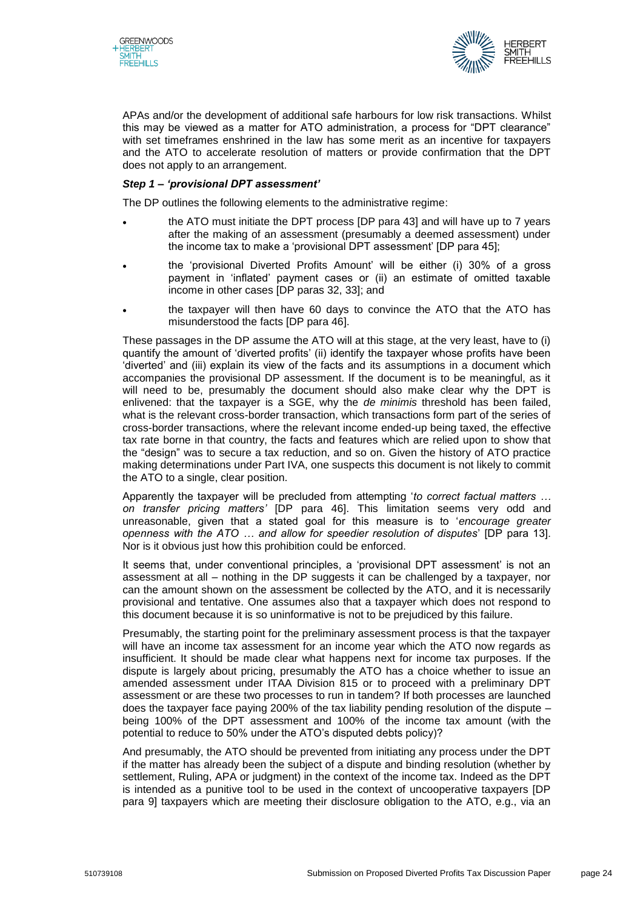APAs and/or the development of additional safe harbours for low risk transactions. Whilst this may be viewed as a matter for ATO administration, a process for "DPT clearance" with set timeframes enshrined in the law has some merit as an incentive for taxpayers and the ATO to accelerate resolution of matters or provide confirmation that the DPT does not apply to an arrangement.

***Step 1 – 'provisional DPT assessment'***

The DP outlines the following elements to the administrative regime:

- the ATO must initiate the DPT process [DP para 43] and will have up to 7 years after the making of an assessment (presumably a deemed assessment) under the income tax to make a 'provisional DPT assessment' [DP para 45];
- the 'provisional Diverted Profits Amount' will be either (i) 30% of a gross payment in 'inflated' payment cases or (ii) an estimate of omitted taxable income in other cases [DP paras 32, 33]; and
- the taxpayer will then have 60 days to convince the ATO that the ATO has misunderstood the facts [DP para 46].

These passages in the DP assume the ATO will at this stage, at the very least, have to (i) quantify the amount of 'diverted profits' (ii) identify the taxpayer whose profits have been 'diverted' and (iii) explain its view of the facts and its assumptions in a document which accompanies the provisional DP assessment. If the document is to be meaningful, as it will need to be, presumably the document should also make clear why the DPT is enlivened: that the taxpayer is a SGE, why the *de minimis* threshold has been failed, what is the relevant cross-border transaction, which transactions form part of the series of cross-border transactions, where the relevant income ended-up being taxed, the effective tax rate borne in that country, the facts and features which are relied upon to show that the "design" was to secure a tax reduction, and so on. Given the history of ATO practice making determinations under Part IVA, one suspects this document is not likely to commit the ATO to a single, clear position.

Apparently the taxpayer will be precluded from attempting '*to correct factual matters … on transfer pricing matters'* [DP para 46]. This limitation seems very odd and unreasonable, given that a stated goal for this measure is to '*encourage greater openness with the ATO … and allow for speedier resolution of disputes*' [DP para 13]. Nor is it obvious just how this prohibition could be enforced.

It seems that, under conventional principles, a 'provisional DPT assessment' is not an assessment at all – nothing in the DP suggests it can be challenged by a taxpayer, nor can the amount shown on the assessment be collected by the ATO, and it is necessarily provisional and tentative. One assumes also that a taxpayer which does not respond to this document because it is so uninformative is not to be prejudiced by this failure.

Presumably, the starting point for the preliminary assessment process is that the taxpayer will have an income tax assessment for an income year which the ATO now regards as insufficient. It should be made clear what happens next for income tax purposes. If the dispute is largely about pricing, presumably the ATO has a choice whether to issue an amended assessment under ITAA Division 815 or to proceed with a preliminary DPT assessment or are these two processes to run in tandem? If both processes are launched does the taxpayer face paying 200% of the tax liability pending resolution of the dispute – being 100% of the DPT assessment and 100% of the income tax amount (with the potential to reduce to 50% under the ATO's disputed debts policy)?

And presumably, the ATO should be prevented from initiating any process under the DPT if the matter has already been the subject of a dispute and binding resolution (whether by settlement, Ruling, APA or judgment) in the context of the income tax. Indeed as the DPT is intended as a punitive tool to be used in the context of uncooperative taxpayers [DP para 9] taxpayers which are meeting their disclosure obligation to the ATO, e.g., via an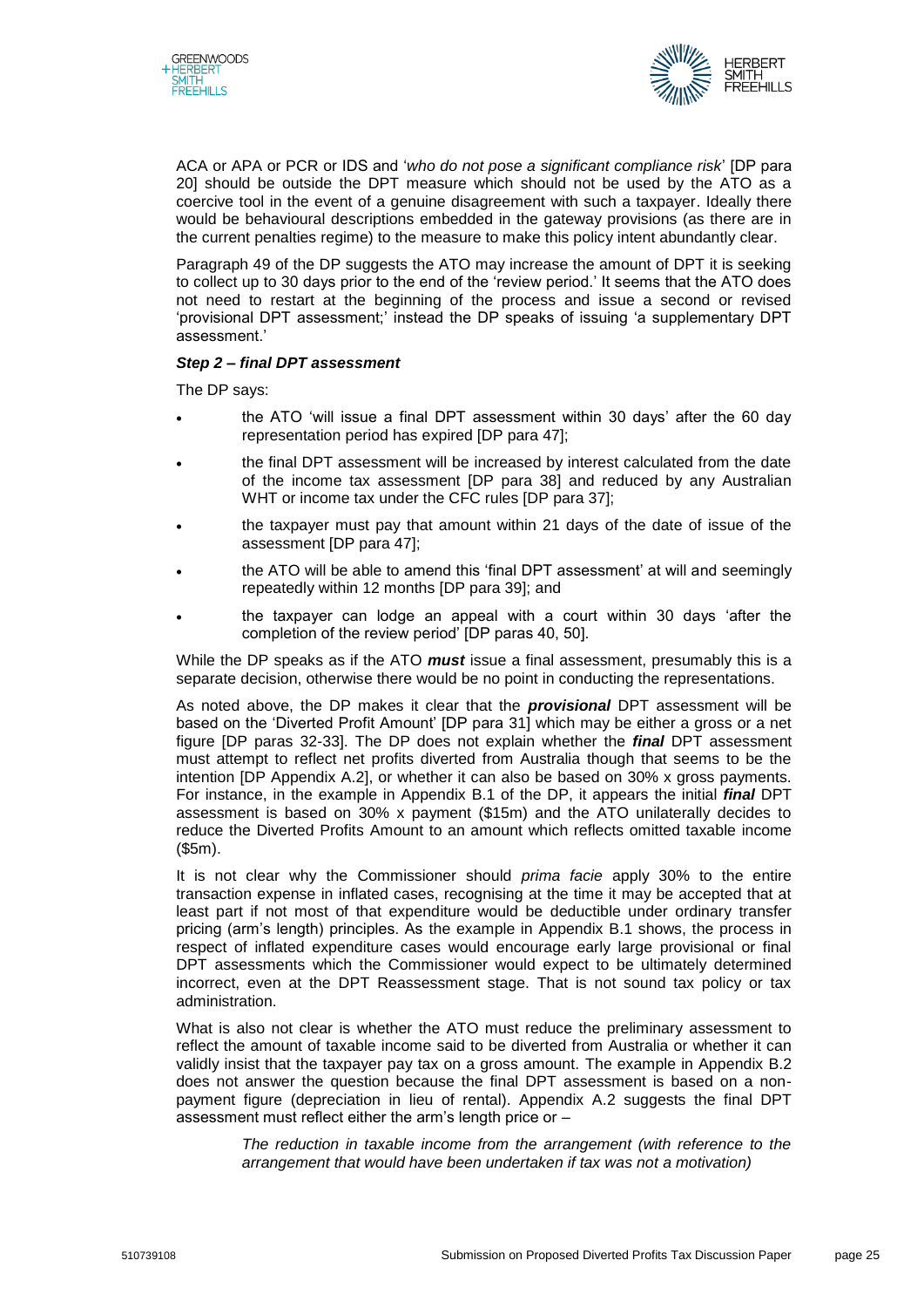ACA or APA or PCR or IDS and '*who do not pose a significant compliance risk*' [DP para 20] should be outside the DPT measure which should not be used by the ATO as a coercive tool in the event of a genuine disagreement with such a taxpayer. Ideally there would be behavioural descriptions embedded in the gateway provisions (as there are in the current penalties regime) to the measure to make this policy intent abundantly clear.

Paragraph 49 of the DP suggests the ATO may increase the amount of DPT it is seeking to collect up to 30 days prior to the end of the 'review period.' It seems that the ATO does not need to restart at the beginning of the process and issue a second or revised 'provisional DPT assessment;' instead the DP speaks of issuing 'a supplementary DPT assessment.'

***Step 2 – final DPT assessment***

The DP says:

- the ATO 'will issue a final DPT assessment within 30 days' after the 60 day representation period has expired [DP para 47];
- the final DPT assessment will be increased by interest calculated from the date of the income tax assessment [DP para 38] and reduced by any Australian WHT or income tax under the CFC rules [DP para 37];
- the taxpayer must pay that amount within 21 days of the date of issue of the assessment [DP para 47];
- the ATO will be able to amend this 'final DPT assessment' at will and seemingly repeatedly within 12 months [DP para 39]; and
- the taxpayer can lodge an appeal with a court within 30 days 'after the completion of the review period' [DP paras 40, 50].

While the DP speaks as if the ATO ***must*** issue a final assessment, presumably this is a separate decision, otherwise there would be no point in conducting the representations.

As noted above, the DP makes it clear that the ***provisional*** DPT assessment will be based on the 'Diverted Profit Amount' [DP para 31] which may be either a gross or a net figure [DP paras 32-33]. The DP does not explain whether the ***final*** DPT assessment must attempt to reflect net profits diverted from Australia though that seems to be the intention [DP Appendix A.2], or whether it can also be based on 30% x gross payments. For instance, in the example in Appendix B.1 of the DP, it appears the initial ***final*** DPT assessment is based on 30% x payment ($15m) and the ATO unilaterally decides to reduce the Diverted Profits Amount to an amount which reflects omitted taxable income ($5m).

It is not clear why the Commissioner should *prima facie* apply 30% to the entire transaction expense in inflated cases, recognising at the time it may be accepted that at least part if not most of that expenditure would be deductible under ordinary transfer pricing (arm's length) principles. As the example in Appendix B.1 shows, the process in respect of inflated expenditure cases would encourage early large provisional or final DPT assessments which the Commissioner would expect to be ultimately determined incorrect, even at the DPT Reassessment stage. That is not sound tax policy or tax administration.

What is also not clear is whether the ATO must reduce the preliminary assessment to reflect the amount of taxable income said to be diverted from Australia or whether it can validly insist that the taxpayer pay tax on a gross amount. The example in Appendix B.2 does not answer the question because the final DPT assessment is based on a non-payment figure (depreciation in lieu of rental). Appendix A.2 suggests the final DPT assessment must reflect either the arm's length price or –

> *The reduction in taxable income from the arrangement (with reference to the arrangement that would have been undertaken if tax was not a motivation)*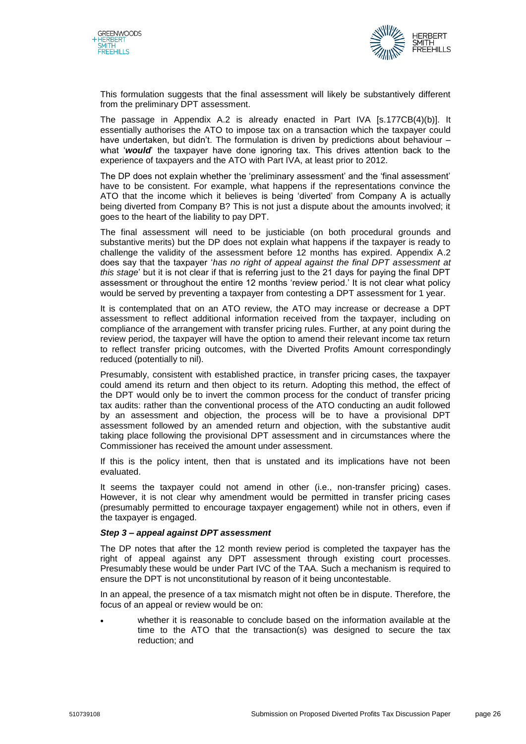This formulation suggests that the final assessment will likely be substantively different from the preliminary DPT assessment.

The passage in Appendix A.2 is already enacted in Part IVA [s.177CB(4)(b)]. It essentially authorises the ATO to impose tax on a transaction which the taxpayer could have undertaken, but didn't. The formulation is driven by predictions about behaviour – what '***would***' the taxpayer have done ignoring tax. This drives attention back to the experience of taxpayers and the ATO with Part IVA, at least prior to 2012.

The DP does not explain whether the 'preliminary assessment' and the 'final assessment' have to be consistent. For example, what happens if the representations convince the ATO that the income which it believes is being 'diverted' from Company A is actually being diverted from Company B? This is not just a dispute about the amounts involved; it goes to the heart of the liability to pay DPT.

The final assessment will need to be justiciable (on both procedural grounds and substantive merits) but the DP does not explain what happens if the taxpayer is ready to challenge the validity of the assessment before 12 months has expired. Appendix A.2 does say that the taxpayer '*has no right of appeal against the final DPT assessment at this stage*' but it is not clear if that is referring just to the 21 days for paying the final DPT assessment or throughout the entire 12 months 'review period.' It is not clear what policy would be served by preventing a taxpayer from contesting a DPT assessment for 1 year.

It is contemplated that on an ATO review, the ATO may increase or decrease a DPT assessment to reflect additional information received from the taxpayer, including on compliance of the arrangement with transfer pricing rules. Further, at any point during the review period, the taxpayer will have the option to amend their relevant income tax return to reflect transfer pricing outcomes, with the Diverted Profits Amount correspondingly reduced (potentially to nil).

Presumably, consistent with established practice, in transfer pricing cases, the taxpayer could amend its return and then object to its return. Adopting this method, the effect of the DPT would only be to invert the common process for the conduct of transfer pricing tax audits: rather than the conventional process of the ATO conducting an audit followed by an assessment and objection, the process will be to have a provisional DPT assessment followed by an amended return and objection, with the substantive audit taking place following the provisional DPT assessment and in circumstances where the Commissioner has received the amount under assessment.

If this is the policy intent, then that is unstated and its implications have not been evaluated.

It seems the taxpayer could not amend in other (i.e., non-transfer pricing) cases. However, it is not clear why amendment would be permitted in transfer pricing cases (presumably permitted to encourage taxpayer engagement) while not in others, even if the taxpayer is engaged.

***Step 3 – appeal against DPT assessment***

The DP notes that after the 12 month review period is completed the taxpayer has the right of appeal against any DPT assessment through existing court processes. Presumably these would be under Part IVC of the TAA. Such a mechanism is required to ensure the DPT is not unconstitutional by reason of it being uncontestable.

In an appeal, the presence of a tax mismatch might not often be in dispute. Therefore, the focus of an appeal or review would be on:

- whether it is reasonable to conclude based on the information available at the time to the ATO that the transaction(s) was designed to secure the tax reduction; and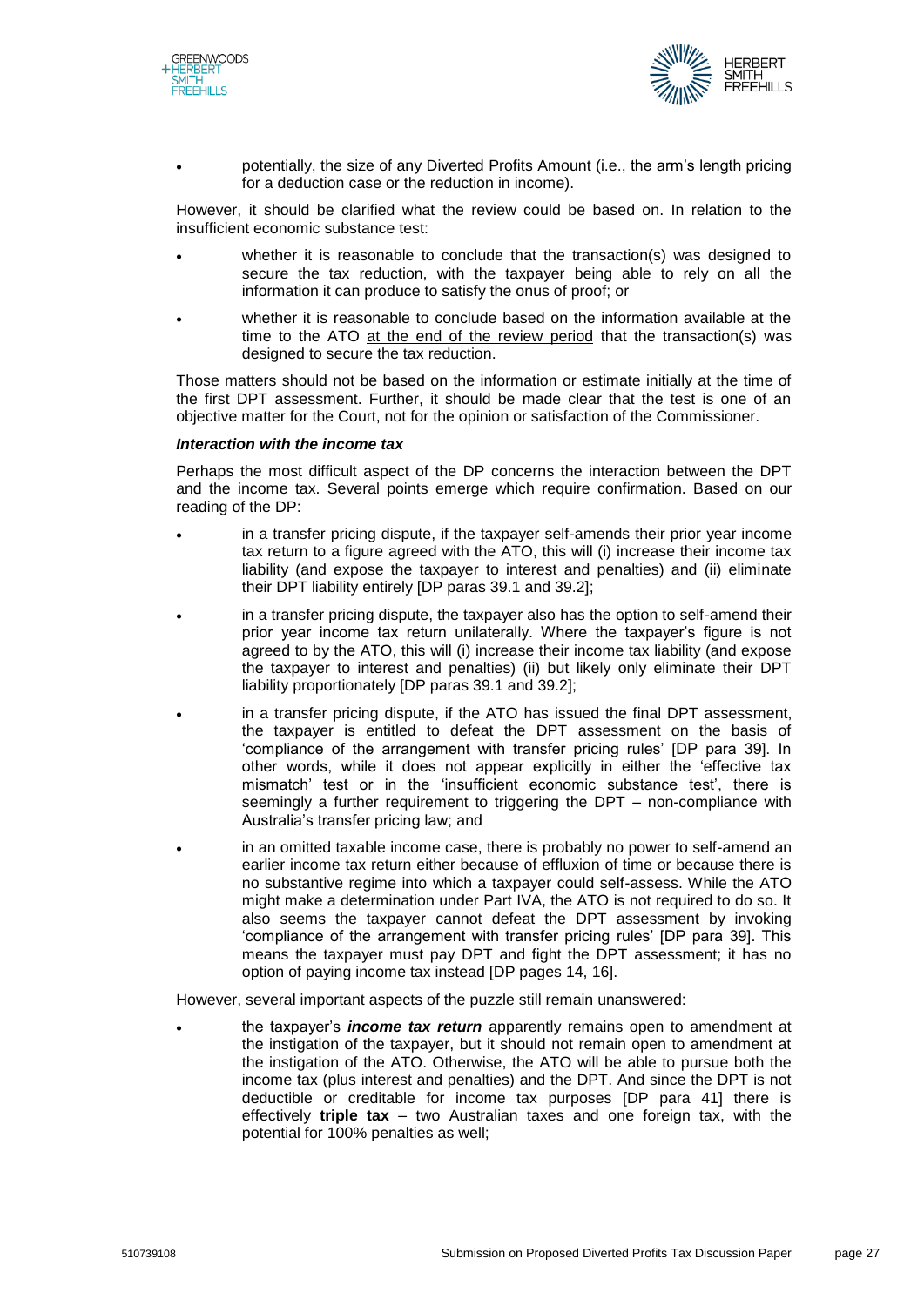- potentially, the size of any Diverted Profits Amount (i.e., the arm's length pricing for a deduction case or the reduction in income).

However, it should be clarified what the review could be based on. In relation to the insufficient economic substance test:

- whether it is reasonable to conclude that the transaction(s) was designed to secure the tax reduction, with the taxpayer being able to rely on all the information it can produce to satisfy the onus of proof; or
- whether it is reasonable to conclude based on the information available at the time to the ATO <u>at the end of the review period</u> that the transaction(s) was designed to secure the tax reduction.

Those matters should not be based on the information or estimate initially at the time of the first DPT assessment. Further, it should be made clear that the test is one of an objective matter for the Court, not for the opinion or satisfaction of the Commissioner.

***Interaction with the income tax***

Perhaps the most difficult aspect of the DP concerns the interaction between the DPT and the income tax. Several points emerge which require confirmation. Based on our reading of the DP:

- in a transfer pricing dispute, if the taxpayer self-amends their prior year income tax return to a figure agreed with the ATO, this will (i) increase their income tax liability (and expose the taxpayer to interest and penalties) and (ii) eliminate their DPT liability entirely [DP paras 39.1 and 39.2];
- in a transfer pricing dispute, the taxpayer also has the option to self-amend their prior year income tax return unilaterally. Where the taxpayer's figure is not agreed to by the ATO, this will (i) increase their income tax liability (and expose the taxpayer to interest and penalties) (ii) but likely only eliminate their DPT liability proportionately [DP paras 39.1 and 39.2];
- in a transfer pricing dispute, if the ATO has issued the final DPT assessment, the taxpayer is entitled to defeat the DPT assessment on the basis of 'compliance of the arrangement with transfer pricing rules' [DP para 39]. In other words, while it does not appear explicitly in either the 'effective tax mismatch' test or in the 'insufficient economic substance test', there is seemingly a further requirement to triggering the DPT – non-compliance with Australia's transfer pricing law; and
- in an omitted taxable income case, there is probably no power to self-amend an earlier income tax return either because of effluxion of time or because there is no substantive regime into which a taxpayer could self-assess. While the ATO might make a determination under Part IVA, the ATO is not required to do so. It also seems the taxpayer cannot defeat the DPT assessment by invoking 'compliance of the arrangement with transfer pricing rules' [DP para 39]. This means the taxpayer must pay DPT and fight the DPT assessment; it has no option of paying income tax instead [DP pages 14, 16].

However, several important aspects of the puzzle still remain unanswered:

- the taxpayer's ***income tax return*** apparently remains open to amendment at the instigation of the taxpayer, but it should not remain open to amendment at the instigation of the ATO. Otherwise, the ATO will be able to pursue both the income tax (plus interest and penalties) and the DPT. And since the DPT is not deductible or creditable for income tax purposes [DP para 41] there is effectively **triple tax** – two Australian taxes and one foreign tax, with the potential for 100% penalties as well;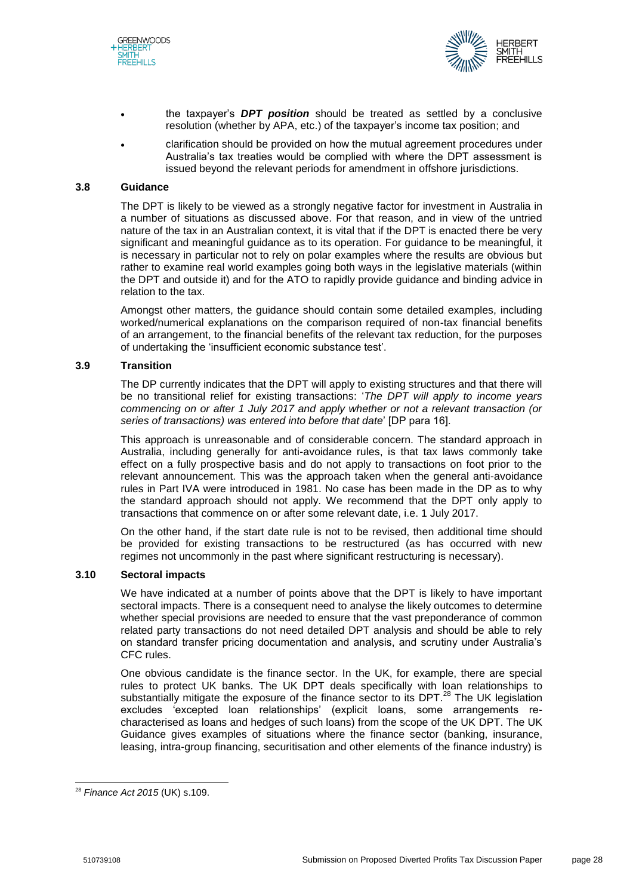- the taxpayer's ***DPT position*** should be treated as settled by a conclusive resolution (whether by APA, etc.) of the taxpayer's income tax position; and
- clarification should be provided on how the mutual agreement procedures under Australia's tax treaties would be complied with where the DPT assessment is issued beyond the relevant periods for amendment in offshore jurisdictions.

### 3.8 Guidance

The DPT is likely to be viewed as a strongly negative factor for investment in Australia in a number of situations as discussed above. For that reason, and in view of the untried nature of the tax in an Australian context, it is vital that if the DPT is enacted there be very significant and meaningful guidance as to its operation. For guidance to be meaningful, it is necessary in particular not to rely on polar examples where the results are obvious but rather to examine real world examples going both ways in the legislative materials (within the DPT and outside it) and for the ATO to rapidly provide guidance and binding advice in relation to the tax.

Amongst other matters, the guidance should contain some detailed examples, including worked/numerical explanations on the comparison required of non-tax financial benefits of an arrangement, to the financial benefits of the relevant tax reduction, for the purposes of undertaking the 'insufficient economic substance test'.

### 3.9 Transition

The DP currently indicates that the DPT will apply to existing structures and that there will be no transitional relief for existing transactions: '*The DPT will apply to income years commencing on or after 1 July 2017 and apply whether or not a relevant transaction (or series of transactions) was entered into before that date*' [DP para 16].

This approach is unreasonable and of considerable concern. The standard approach in Australia, including generally for anti-avoidance rules, is that tax laws commonly take effect on a fully prospective basis and do not apply to transactions on foot prior to the relevant announcement. This was the approach taken when the general anti-avoidance rules in Part IVA were introduced in 1981. No case has been made in the DP as to why the standard approach should not apply. We recommend that the DPT only apply to transactions that commence on or after some relevant date, i.e. 1 July 2017.

On the other hand, if the start date rule is not to be revised, then additional time should be provided for existing transactions to be restructured (as has occurred with new regimes not uncommonly in the past where significant restructuring is necessary).

### 3.10 Sectoral impacts

We have indicated at a number of points above that the DPT is likely to have important sectoral impacts. There is a consequent need to analyse the likely outcomes to determine whether special provisions are needed to ensure that the vast preponderance of common related party transactions do not need detailed DPT analysis and should be able to rely on standard transfer pricing documentation and analysis, and scrutiny under Australia's CFC rules.

One obvious candidate is the finance sector. In the UK, for example, there are special rules to protect UK banks. The UK DPT deals specifically with loan relationships to substantially mitigate the exposure of the finance sector to its DPT.[28] The UK legislation excludes 'excepted loan relationships' (explicit loans, some arrangements re-characterised as loans and hedges of such loans) from the scope of the UK DPT. The UK Guidance gives examples of situations where the finance sector (banking, insurance, leasing, intra-group financing, securitisation and other elements of the finance industry) is

[28] *Finance Act 2015* (UK) s.109.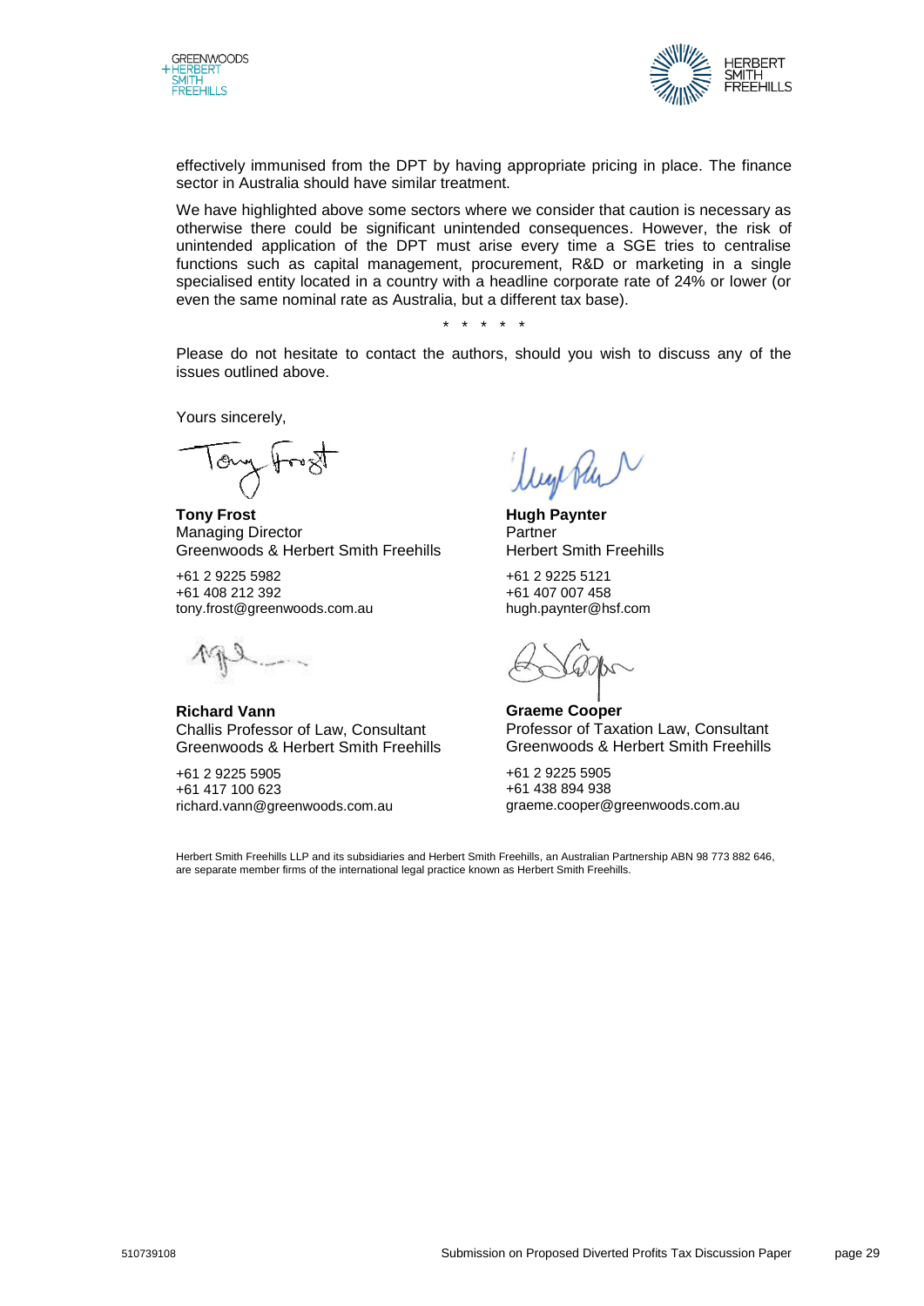effectively immunised from the DPT by having appropriate pricing in place. The finance sector in Australia should have similar treatment.

We have highlighted above some sectors where we consider that caution is necessary as otherwise there could be significant unintended consequences. However, the risk of unintended application of the DPT must arise every time a SGE tries to centralise functions such as capital management, procurement, R&D or marketing in a single specialised entity located in a country with a headline corporate rate of 24% or lower (or even the same nominal rate as Australia, but a different tax base).

\* \* \* \* \*

Please do not hesitate to contact the authors, should you wish to discuss any of the issues outlined above.

Yours sincerely,

**Tony Frost**
Managing Director
Greenwoods & Herbert Smith Freehills

+61 2 9225 5982
+61 408 212 392
tony.frost@greenwoods.com.au

**Hugh Paynter**
Partner
Herbert Smith Freehills

+61 2 9225 5121
+61 407 007 458
hugh.paynter@hsf.com

**Richard Vann**
Challis Professor of Law, Consultant
Greenwoods & Herbert Smith Freehills

+61 2 9225 5905
+61 417 100 623
richard.vann@greenwoods.com.au

**Graeme Cooper**
Professor of Taxation Law, Consultant
Greenwoods & Herbert Smith Freehills

+61 2 9225 5905
+61 438 894 938
graeme.cooper@greenwoods.com.au

Herbert Smith Freehills LLP and its subsidiaries and Herbert Smith Freehills, an Australian Partnership ABN 98 773 882 646, are separate member firms of the international legal practice known as Herbert Smith Freehills.